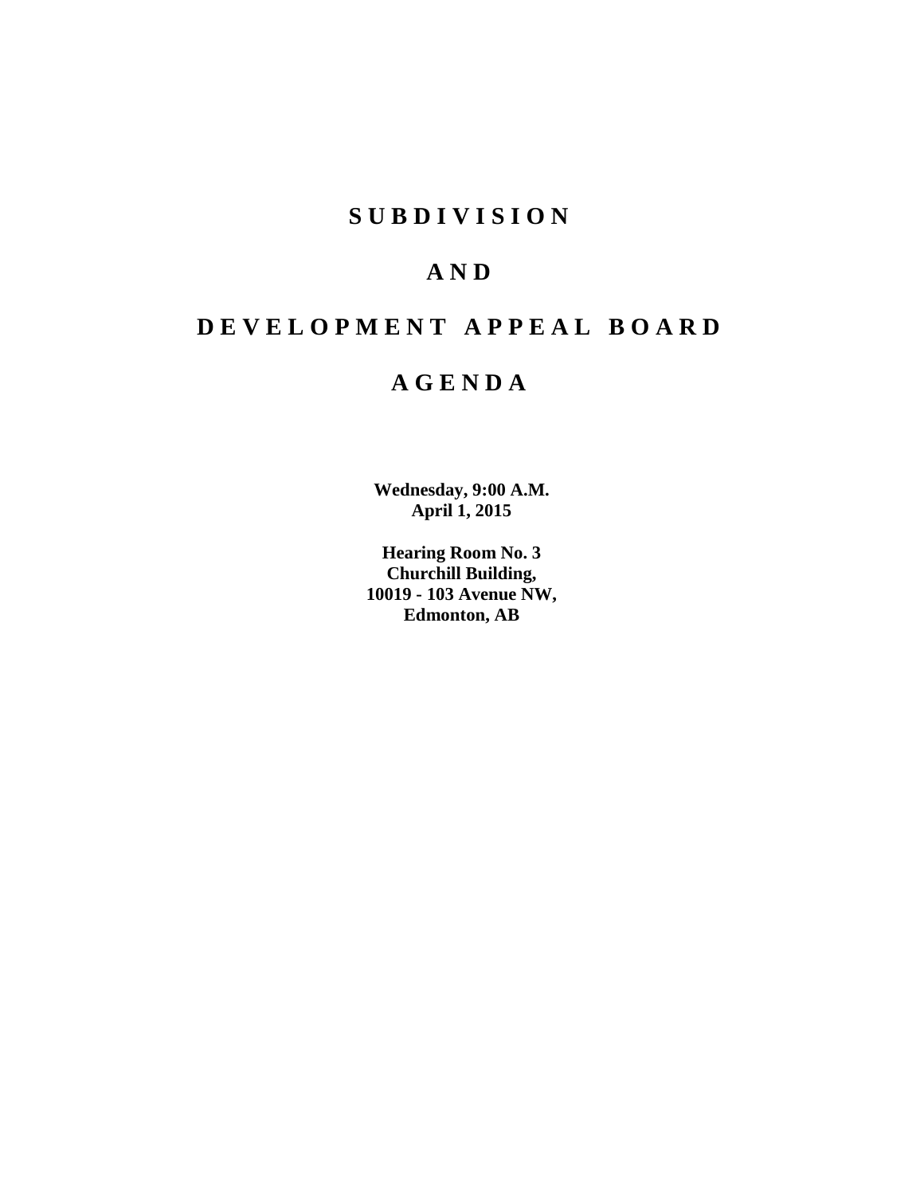# S U B D I V I S I O N

# A N D

# D E V E L O P M E N T   A P P E A L   B O A R D

# A G E N D A

**Wednesday, 9:00 A.M.**
**April 1, 2015**

**Hearing Room No. 3**
**Churchill Building,**
**10019 - 103 Avenue NW,**
**Edmonton, AB**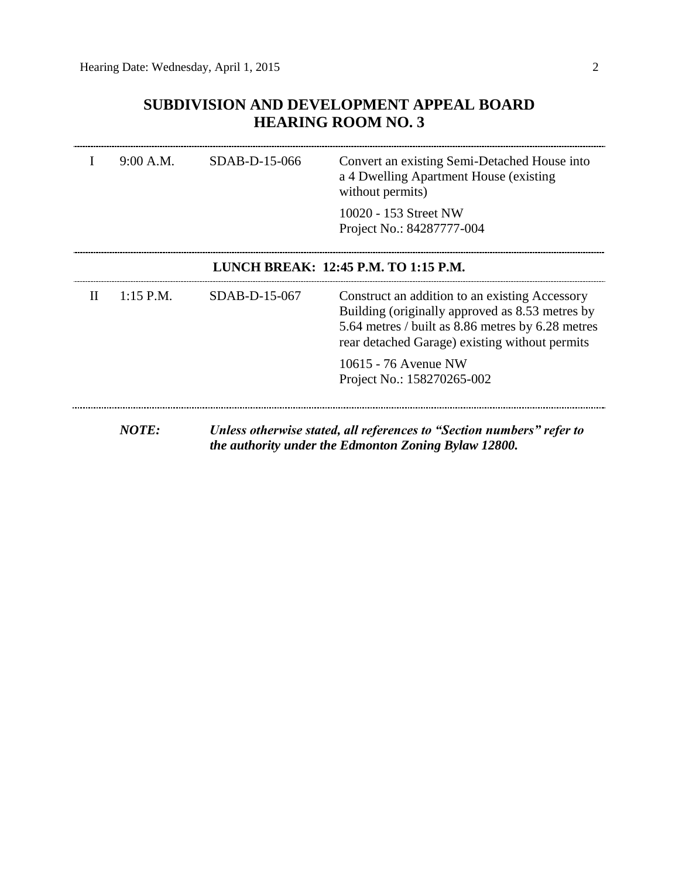## SUBDIVISION AND DEVELOPMENT APPEAL BOARD
## HEARING ROOM NO. 3

| | | | |
|---|---|---|---|
| I | 9:00 A.M. | SDAB-D-15-066 | Convert an existing Semi-Detached House into a 4 Dwelling Apartment House (existing without permits)<br><br>10020 - 153 Street NW<br>Project No.: 84287777-004 |

**LUNCH BREAK: 12:45 P.M. TO 1:15 P.M.**

| | | | |
|---|---|---|---|
| II | 1:15 P.M. | SDAB-D-15-067 | Construct an addition to an existing Accessory Building (originally approved as 8.53 metres by 5.64 metres / built as 8.86 metres by 6.28 metres rear detached Garage) existing without permits<br><br>10615 - 76 Avenue NW<br>Project No.: 158270265-002 |

***NOTE:*** ***Unless otherwise stated, all references to "Section numbers" refer to the authority under the Edmonton Zoning Bylaw 12800.***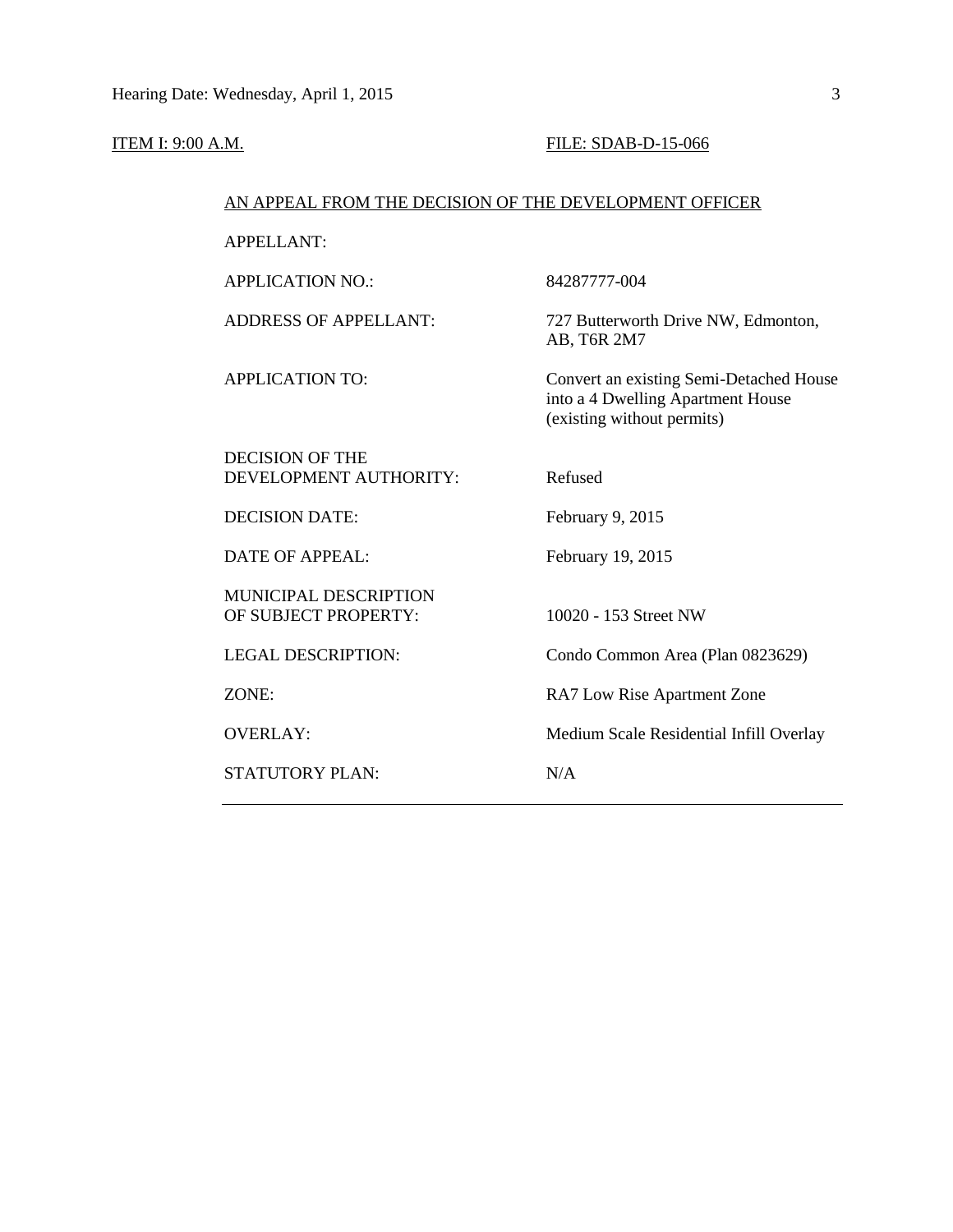ITEM I: 9:00 A.M. FILE: SDAB-D-15-066

AN APPEAL FROM THE DECISION OF THE DEVELOPMENT OFFICER

| | |
|---|---|
| APPELLANT: | |
| APPLICATION NO.: | 84287777-004 |
| ADDRESS OF APPELLANT: | 727 Butterworth Drive NW, Edmonton, AB, T6R 2M7 |
| APPLICATION TO: | Convert an existing Semi-Detached House into a 4 Dwelling Apartment House (existing without permits) |
| DECISION OF THE DEVELOPMENT AUTHORITY: | Refused |
| DECISION DATE: | February 9, 2015 |
| DATE OF APPEAL: | February 19, 2015 |
| MUNICIPAL DESCRIPTION OF SUBJECT PROPERTY: | 10020 - 153 Street NW |
| LEGAL DESCRIPTION: | Condo Common Area (Plan 0823629) |
| ZONE: | RA7 Low Rise Apartment Zone |
| OVERLAY: | Medium Scale Residential Infill Overlay |
| STATUTORY PLAN: | N/A |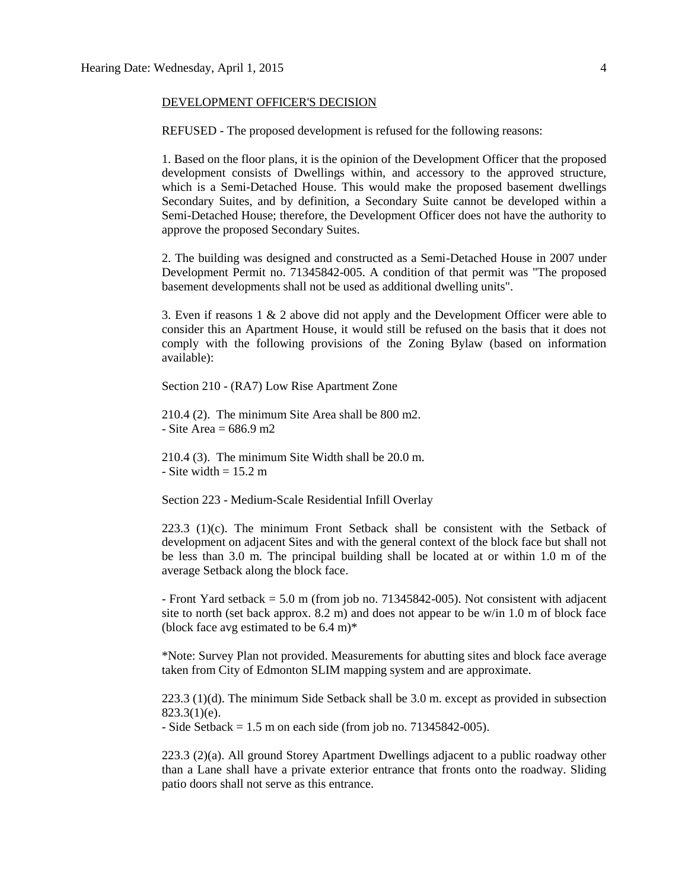DEVELOPMENT OFFICER'S DECISION

REFUSED - The proposed development is refused for the following reasons:

1. Based on the floor plans, it is the opinion of the Development Officer that the proposed development consists of Dwellings within, and accessory to the approved structure, which is a Semi-Detached House. This would make the proposed basement dwellings Secondary Suites, and by definition, a Secondary Suite cannot be developed within a Semi-Detached House; therefore, the Development Officer does not have the authority to approve the proposed Secondary Suites.

2. The building was designed and constructed as a Semi-Detached House in 2007 under Development Permit no. 71345842-005. A condition of that permit was "The proposed basement developments shall not be used as additional dwelling units".

3. Even if reasons 1 & 2 above did not apply and the Development Officer were able to consider this an Apartment House, it would still be refused on the basis that it does not comply with the following provisions of the Zoning Bylaw (based on information available):

Section 210 - (RA7) Low Rise Apartment Zone

210.4 (2). The minimum Site Area shall be 800 m2.
- Site Area = 686.9 m2

210.4 (3). The minimum Site Width shall be 20.0 m.
- Site width = 15.2 m

Section 223 - Medium-Scale Residential Infill Overlay

223.3 (1)(c). The minimum Front Setback shall be consistent with the Setback of development on adjacent Sites and with the general context of the block face but shall not be less than 3.0 m. The principal building shall be located at or within 1.0 m of the average Setback along the block face.

- Front Yard setback = 5.0 m (from job no. 71345842-005). Not consistent with adjacent site to north (set back approx. 8.2 m) and does not appear to be w/in 1.0 m of block face (block face avg estimated to be 6.4 m)*

*Note: Survey Plan not provided. Measurements for abutting sites and block face average taken from City of Edmonton SLIM mapping system and are approximate.

223.3 (1)(d). The minimum Side Setback shall be 3.0 m. except as provided in subsection 823.3(1)(e).
- Side Setback = 1.5 m on each side (from job no. 71345842-005).

223.3 (2)(a). All ground Storey Apartment Dwellings adjacent to a public roadway other than a Lane shall have a private exterior entrance that fronts onto the roadway. Sliding patio doors shall not serve as this entrance.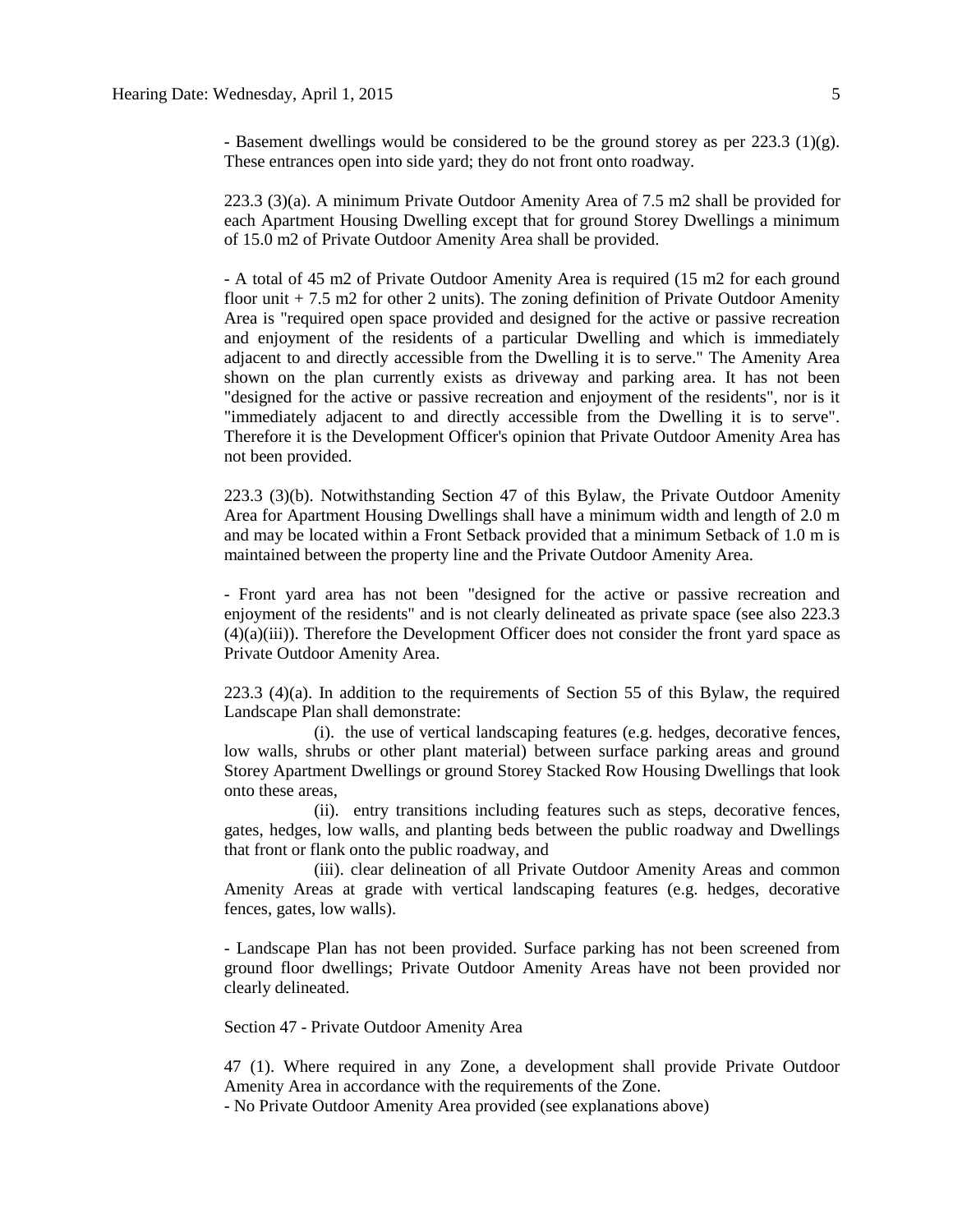- Basement dwellings would be considered to be the ground storey as per 223.3 (1)(g). These entrances open into side yard; they do not front onto roadway.

223.3 (3)(a). A minimum Private Outdoor Amenity Area of 7.5 m2 shall be provided for each Apartment Housing Dwelling except that for ground Storey Dwellings a minimum of 15.0 m2 of Private Outdoor Amenity Area shall be provided.

- A total of 45 m2 of Private Outdoor Amenity Area is required (15 m2 for each ground floor unit + 7.5 m2 for other 2 units). The zoning definition of Private Outdoor Amenity Area is "required open space provided and designed for the active or passive recreation and enjoyment of the residents of a particular Dwelling and which is immediately adjacent to and directly accessible from the Dwelling it is to serve." The Amenity Area shown on the plan currently exists as driveway and parking area. It has not been "designed for the active or passive recreation and enjoyment of the residents", nor is it "immediately adjacent to and directly accessible from the Dwelling it is to serve". Therefore it is the Development Officer's opinion that Private Outdoor Amenity Area has not been provided.

223.3 (3)(b). Notwithstanding Section 47 of this Bylaw, the Private Outdoor Amenity Area for Apartment Housing Dwellings shall have a minimum width and length of 2.0 m and may be located within a Front Setback provided that a minimum Setback of 1.0 m is maintained between the property line and the Private Outdoor Amenity Area.

- Front yard area has not been "designed for the active or passive recreation and enjoyment of the residents" and is not clearly delineated as private space (see also 223.3 (4)(a)(iii)). Therefore the Development Officer does not consider the front yard space as Private Outdoor Amenity Area.

223.3 (4)(a). In addition to the requirements of Section 55 of this Bylaw, the required Landscape Plan shall demonstrate:

(i). the use of vertical landscaping features (e.g. hedges, decorative fences, low walls, shrubs or other plant material) between surface parking areas and ground Storey Apartment Dwellings or ground Storey Stacked Row Housing Dwellings that look onto these areas,

(ii). entry transitions including features such as steps, decorative fences, gates, hedges, low walls, and planting beds between the public roadway and Dwellings that front or flank onto the public roadway, and

(iii). clear delineation of all Private Outdoor Amenity Areas and common Amenity Areas at grade with vertical landscaping features (e.g. hedges, decorative fences, gates, low walls).

- Landscape Plan has not been provided. Surface parking has not been screened from ground floor dwellings; Private Outdoor Amenity Areas have not been provided nor clearly delineated.

Section 47 - Private Outdoor Amenity Area

47 (1). Where required in any Zone, a development shall provide Private Outdoor Amenity Area in accordance with the requirements of the Zone.
- No Private Outdoor Amenity Area provided (see explanations above)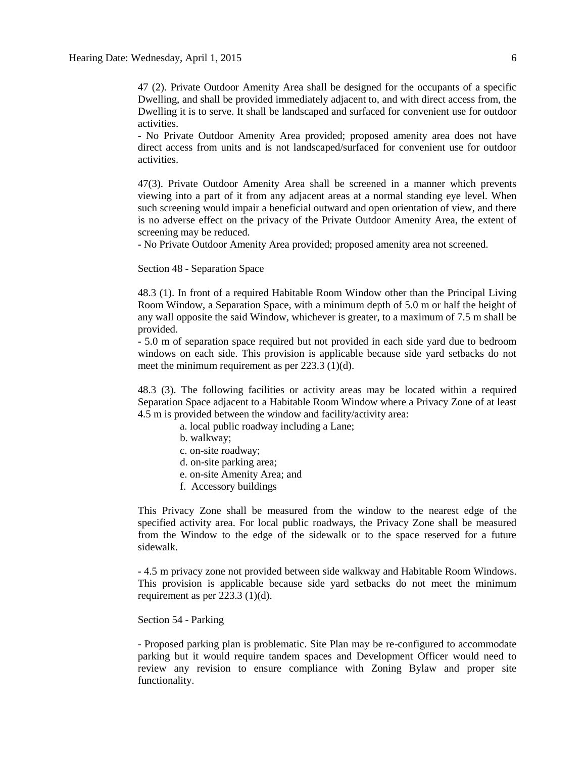47 (2). Private Outdoor Amenity Area shall be designed for the occupants of a specific Dwelling, and shall be provided immediately adjacent to, and with direct access from, the Dwelling it is to serve. It shall be landscaped and surfaced for convenient use for outdoor activities.

- No Private Outdoor Amenity Area provided; proposed amenity area does not have direct access from units and is not landscaped/surfaced for convenient use for outdoor activities.

47(3). Private Outdoor Amenity Area shall be screened in a manner which prevents viewing into a part of it from any adjacent areas at a normal standing eye level. When such screening would impair a beneficial outward and open orientation of view, and there is no adverse effect on the privacy of the Private Outdoor Amenity Area, the extent of screening may be reduced.

- No Private Outdoor Amenity Area provided; proposed amenity area not screened.

Section 48 - Separation Space

48.3 (1). In front of a required Habitable Room Window other than the Principal Living Room Window, a Separation Space, with a minimum depth of 5.0 m or half the height of any wall opposite the said Window, whichever is greater, to a maximum of 7.5 m shall be provided.

- 5.0 m of separation space required but not provided in each side yard due to bedroom windows on each side. This provision is applicable because side yard setbacks do not meet the minimum requirement as per 223.3 (1)(d).

48.3 (3). The following facilities or activity areas may be located within a required Separation Space adjacent to a Habitable Room Window where a Privacy Zone of at least 4.5 m is provided between the window and facility/activity area:

a. local public roadway including a Lane;
b. walkway;
c. on-site roadway;
d. on-site parking area;
e. on-site Amenity Area; and
f. Accessory buildings

This Privacy Zone shall be measured from the window to the nearest edge of the specified activity area. For local public roadways, the Privacy Zone shall be measured from the Window to the edge of the sidewalk or to the space reserved for a future sidewalk.

- 4.5 m privacy zone not provided between side walkway and Habitable Room Windows. This provision is applicable because side yard setbacks do not meet the minimum requirement as per 223.3 (1)(d).

Section 54 - Parking

- Proposed parking plan is problematic. Site Plan may be re-configured to accommodate parking but it would require tandem spaces and Development Officer would need to review any revision to ensure compliance with Zoning Bylaw and proper site functionality.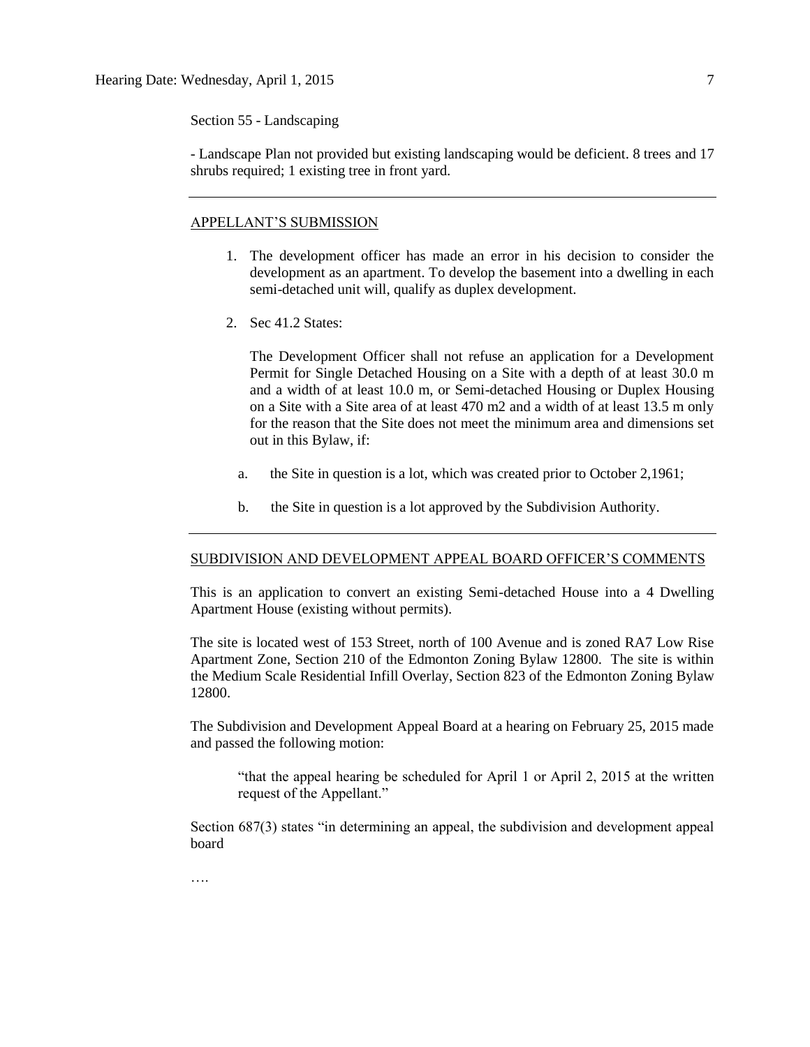Section 55 - Landscaping

- Landscape Plan not provided but existing landscaping would be deficient. 8 trees and 17 shrubs required; 1 existing tree in front yard.

---

APPELLANT'S SUBMISSION

1. The development officer has made an error in his decision to consider the development as an apartment. To develop the basement into a dwelling in each semi-detached unit will, qualify as duplex development.

2. Sec 41.2 States:

   The Development Officer shall not refuse an application for a Development Permit for Single Detached Housing on a Site with a depth of at least 30.0 m and a width of at least 10.0 m, or Semi-detached Housing or Duplex Housing on a Site with a Site area of at least 470 m2 and a width of at least 13.5 m only for the reason that the Site does not meet the minimum area and dimensions set out in this Bylaw, if:

   a. the Site in question is a lot, which was created prior to October 2,1961;

   b. the Site in question is a lot approved by the Subdivision Authority.

---

SUBDIVISION AND DEVELOPMENT APPEAL BOARD OFFICER'S COMMENTS

This is an application to convert an existing Semi-detached House into a 4 Dwelling Apartment House (existing without permits).

The site is located west of 153 Street, north of 100 Avenue and is zoned RA7 Low Rise Apartment Zone, Section 210 of the Edmonton Zoning Bylaw 12800. The site is within the Medium Scale Residential Infill Overlay, Section 823 of the Edmonton Zoning Bylaw 12800.

The Subdivision and Development Appeal Board at a hearing on February 25, 2015 made and passed the following motion:

> "that the appeal hearing be scheduled for April 1 or April 2, 2015 at the written request of the Appellant."

Section 687(3) states "in determining an appeal, the subdivision and development appeal board

….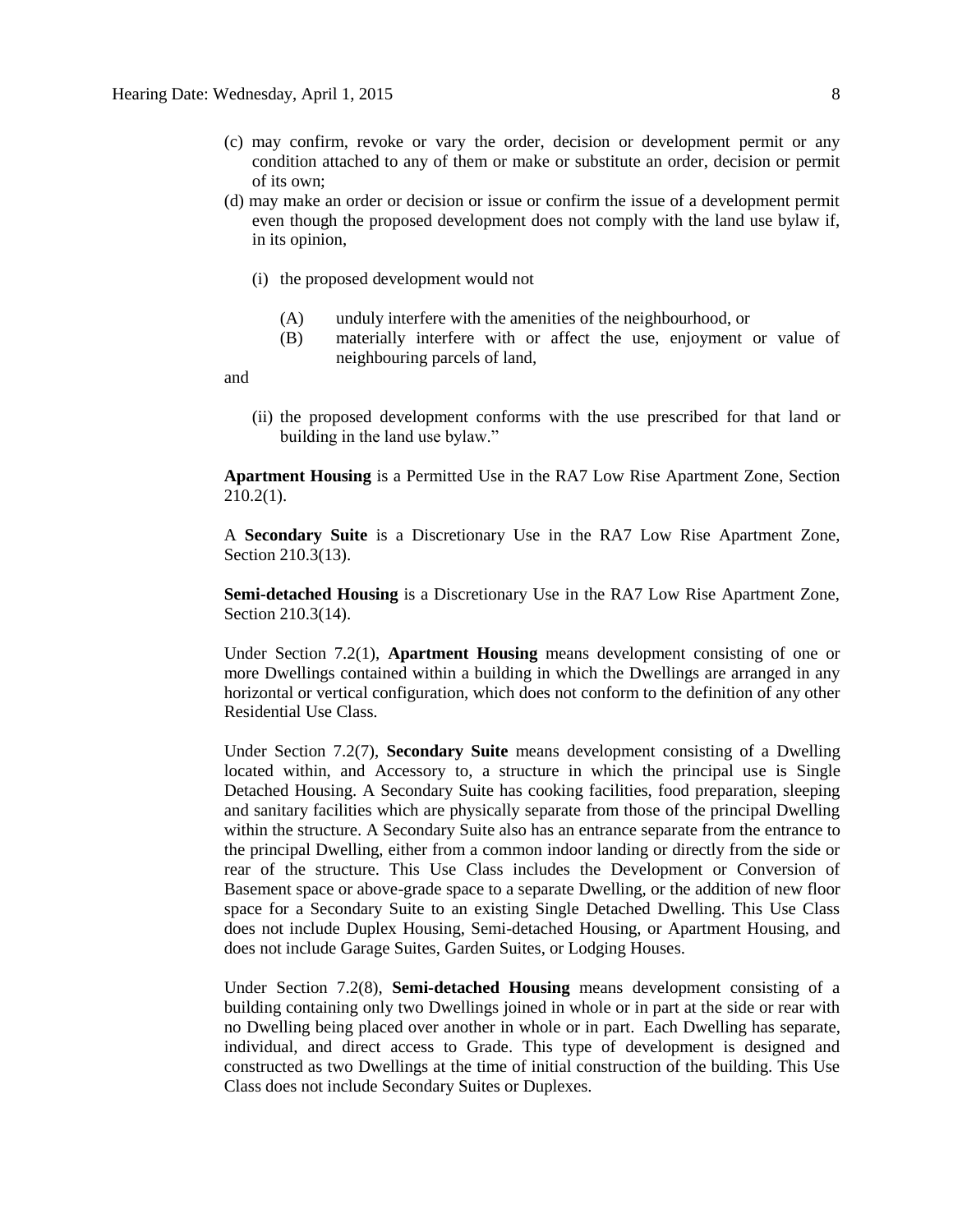(c) may confirm, revoke or vary the order, decision or development permit or any condition attached to any of them or make or substitute an order, decision or permit of its own;

(d) may make an order or decision or issue or confirm the issue of a development permit even though the proposed development does not comply with the land use bylaw if, in its opinion,

   (i) the proposed development would not

      (A) unduly interfere with the amenities of the neighbourhood, or

      (B) materially interfere with or affect the use, enjoyment or value of neighbouring parcels of land,

and

   (ii) the proposed development conforms with the use prescribed for that land or building in the land use bylaw."

**Apartment Housing** is a Permitted Use in the RA7 Low Rise Apartment Zone, Section 210.2(1).

A **Secondary Suite** is a Discretionary Use in the RA7 Low Rise Apartment Zone, Section 210.3(13).

**Semi-detached Housing** is a Discretionary Use in the RA7 Low Rise Apartment Zone, Section 210.3(14).

Under Section 7.2(1), **Apartment Housing** means development consisting of one or more Dwellings contained within a building in which the Dwellings are arranged in any horizontal or vertical configuration, which does not conform to the definition of any other Residential Use Class.

Under Section 7.2(7), **Secondary Suite** means development consisting of a Dwelling located within, and Accessory to, a structure in which the principal use is Single Detached Housing. A Secondary Suite has cooking facilities, food preparation, sleeping and sanitary facilities which are physically separate from those of the principal Dwelling within the structure. A Secondary Suite also has an entrance separate from the entrance to the principal Dwelling, either from a common indoor landing or directly from the side or rear of the structure. This Use Class includes the Development or Conversion of Basement space or above-grade space to a separate Dwelling, or the addition of new floor space for a Secondary Suite to an existing Single Detached Dwelling. This Use Class does not include Duplex Housing, Semi-detached Housing, or Apartment Housing, and does not include Garage Suites, Garden Suites, or Lodging Houses.

Under Section 7.2(8), **Semi-detached Housing** means development consisting of a building containing only two Dwellings joined in whole or in part at the side or rear with no Dwelling being placed over another in whole or in part. Each Dwelling has separate, individual, and direct access to Grade. This type of development is designed and constructed as two Dwellings at the time of initial construction of the building. This Use Class does not include Secondary Suites or Duplexes.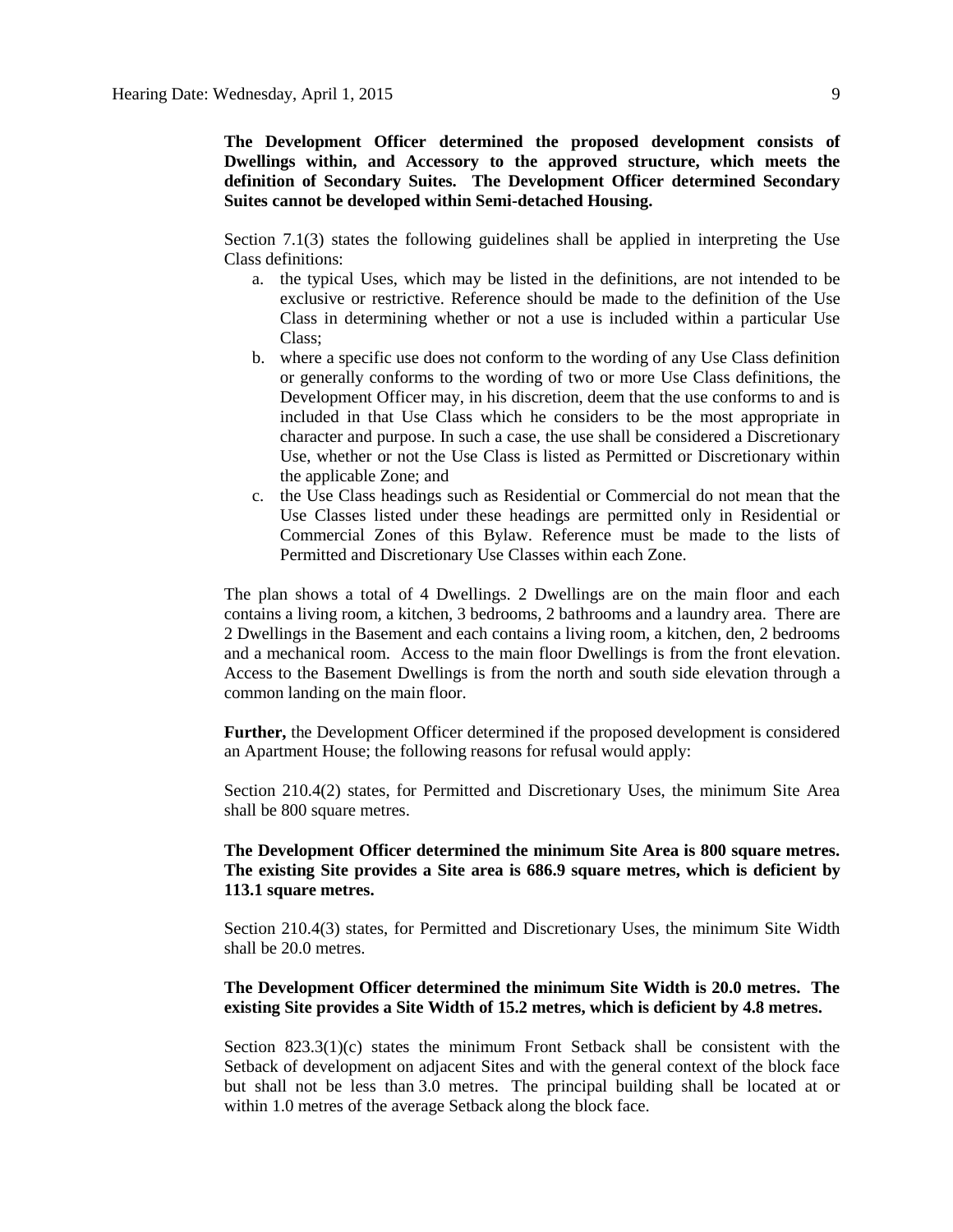**The Development Officer determined the proposed development consists of Dwellings within, and Accessory to the approved structure, which meets the definition of Secondary Suites. The Development Officer determined Secondary Suites cannot be developed within Semi-detached Housing.**

Section 7.1(3) states the following guidelines shall be applied in interpreting the Use Class definitions:

a. the typical Uses, which may be listed in the definitions, are not intended to be exclusive or restrictive. Reference should be made to the definition of the Use Class in determining whether or not a use is included within a particular Use Class;
b. where a specific use does not conform to the wording of any Use Class definition or generally conforms to the wording of two or more Use Class definitions, the Development Officer may, in his discretion, deem that the use conforms to and is included in that Use Class which he considers to be the most appropriate in character and purpose. In such a case, the use shall be considered a Discretionary Use, whether or not the Use Class is listed as Permitted or Discretionary within the applicable Zone; and
c. the Use Class headings such as Residential or Commercial do not mean that the Use Classes listed under these headings are permitted only in Residential or Commercial Zones of this Bylaw. Reference must be made to the lists of Permitted and Discretionary Use Classes within each Zone.

The plan shows a total of 4 Dwellings. 2 Dwellings are on the main floor and each contains a living room, a kitchen, 3 bedrooms, 2 bathrooms and a laundry area. There are 2 Dwellings in the Basement and each contains a living room, a kitchen, den, 2 bedrooms and a mechanical room. Access to the main floor Dwellings is from the front elevation. Access to the Basement Dwellings is from the north and south side elevation through a common landing on the main floor.

**Further,** the Development Officer determined if the proposed development is considered an Apartment House; the following reasons for refusal would apply:

Section 210.4(2) states, for Permitted and Discretionary Uses, the minimum Site Area shall be 800 square metres.

**The Development Officer determined the minimum Site Area is 800 square metres. The existing Site provides a Site area is 686.9 square metres, which is deficient by 113.1 square metres.**

Section 210.4(3) states, for Permitted and Discretionary Uses, the minimum Site Width shall be 20.0 metres.

**The Development Officer determined the minimum Site Width is 20.0 metres. The existing Site provides a Site Width of 15.2 metres, which is deficient by 4.8 metres.**

Section 823.3(1)(c) states the minimum Front Setback shall be consistent with the Setback of development on adjacent Sites and with the general context of the block face but shall not be less than 3.0 metres. The principal building shall be located at or within 1.0 metres of the average Setback along the block face.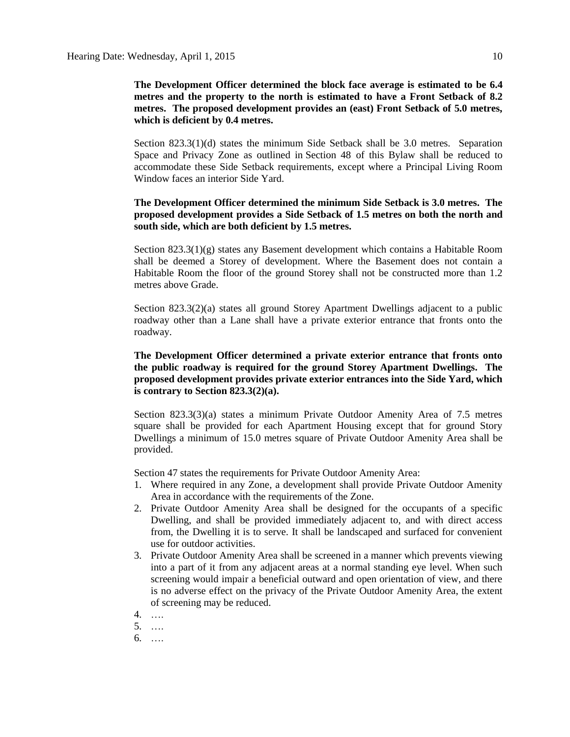**The Development Officer determined the block face average is estimated to be 6.4 metres and the property to the north is estimated to have a Front Setback of 8.2 metres. The proposed development provides an (east) Front Setback of 5.0 metres, which is deficient by 0.4 metres.**

Section 823.3(1)(d) states the minimum Side Setback shall be 3.0 metres. Separation Space and Privacy Zone as outlined in Section 48 of this Bylaw shall be reduced to accommodate these Side Setback requirements, except where a Principal Living Room Window faces an interior Side Yard.

**The Development Officer determined the minimum Side Setback is 3.0 metres. The proposed development provides a Side Setback of 1.5 metres on both the north and south side, which are both deficient by 1.5 metres.**

Section 823.3(1)(g) states any Basement development which contains a Habitable Room shall be deemed a Storey of development. Where the Basement does not contain a Habitable Room the floor of the ground Storey shall not be constructed more than 1.2 metres above Grade.

Section 823.3(2)(a) states all ground Storey Apartment Dwellings adjacent to a public roadway other than a Lane shall have a private exterior entrance that fronts onto the roadway.

**The Development Officer determined a private exterior entrance that fronts onto the public roadway is required for the ground Storey Apartment Dwellings. The proposed development provides private exterior entrances into the Side Yard, which is contrary to Section 823.3(2)(a).**

Section 823.3(3)(a) states a minimum Private Outdoor Amenity Area of 7.5 metres square shall be provided for each Apartment Housing except that for ground Story Dwellings a minimum of 15.0 metres square of Private Outdoor Amenity Area shall be provided.

Section 47 states the requirements for Private Outdoor Amenity Area:

1. Where required in any Zone, a development shall provide Private Outdoor Amenity Area in accordance with the requirements of the Zone.
2. Private Outdoor Amenity Area shall be designed for the occupants of a specific Dwelling, and shall be provided immediately adjacent to, and with direct access from, the Dwelling it is to serve. It shall be landscaped and surfaced for convenient use for outdoor activities.
3. Private Outdoor Amenity Area shall be screened in a manner which prevents viewing into a part of it from any adjacent areas at a normal standing eye level. When such screening would impair a beneficial outward and open orientation of view, and there is no adverse effect on the privacy of the Private Outdoor Amenity Area, the extent of screening may be reduced.
4. ….
5. ….
6. ….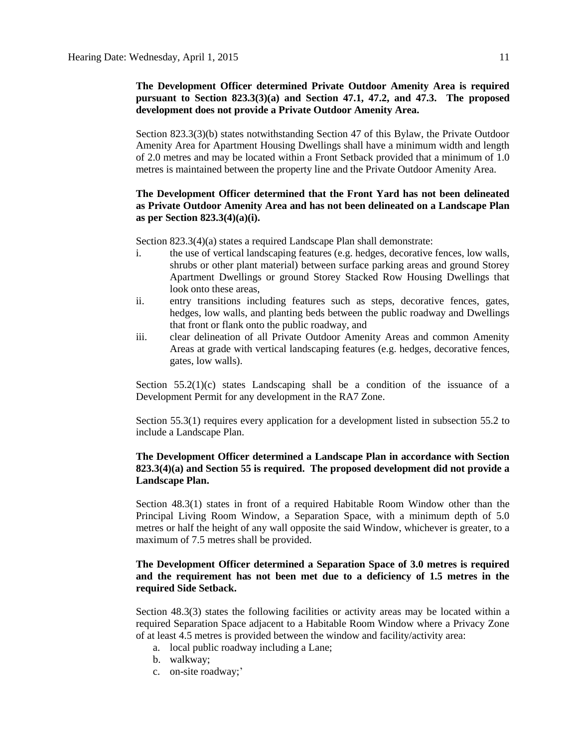**The Development Officer determined Private Outdoor Amenity Area is required pursuant to Section 823.3(3)(a) and Section 47.1, 47.2, and 47.3. The proposed development does not provide a Private Outdoor Amenity Area.**

Section 823.3(3)(b) states notwithstanding Section 47 of this Bylaw, the Private Outdoor Amenity Area for Apartment Housing Dwellings shall have a minimum width and length of 2.0 metres and may be located within a Front Setback provided that a minimum of 1.0 metres is maintained between the property line and the Private Outdoor Amenity Area.

**The Development Officer determined that the Front Yard has not been delineated as Private Outdoor Amenity Area and has not been delineated on a Landscape Plan as per Section 823.3(4)(a)(i).**

Section 823.3(4)(a) states a required Landscape Plan shall demonstrate:

i. the use of vertical landscaping features (e.g. hedges, decorative fences, low walls, shrubs or other plant material) between surface parking areas and ground Storey Apartment Dwellings or ground Storey Stacked Row Housing Dwellings that look onto these areas,
ii. entry transitions including features such as steps, decorative fences, gates, hedges, low walls, and planting beds between the public roadway and Dwellings that front or flank onto the public roadway, and
iii. clear delineation of all Private Outdoor Amenity Areas and common Amenity Areas at grade with vertical landscaping features (e.g. hedges, decorative fences, gates, low walls).

Section 55.2(1)(c) states Landscaping shall be a condition of the issuance of a Development Permit for any development in the RA7 Zone.

Section 55.3(1) requires every application for a development listed in subsection 55.2 to include a Landscape Plan.

**The Development Officer determined a Landscape Plan in accordance with Section 823.3(4)(a) and Section 55 is required. The proposed development did not provide a Landscape Plan.**

Section 48.3(1) states in front of a required Habitable Room Window other than the Principal Living Room Window, a Separation Space, with a minimum depth of 5.0 metres or half the height of any wall opposite the said Window, whichever is greater, to a maximum of 7.5 metres shall be provided.

**The Development Officer determined a Separation Space of 3.0 metres is required and the requirement has not been met due to a deficiency of 1.5 metres in the required Side Setback.**

Section 48.3(3) states the following facilities or activity areas may be located within a required Separation Space adjacent to a Habitable Room Window where a Privacy Zone of at least 4.5 metres is provided between the window and facility/activity area:

a. local public roadway including a Lane;
b. walkway;
c. on-site roadway;'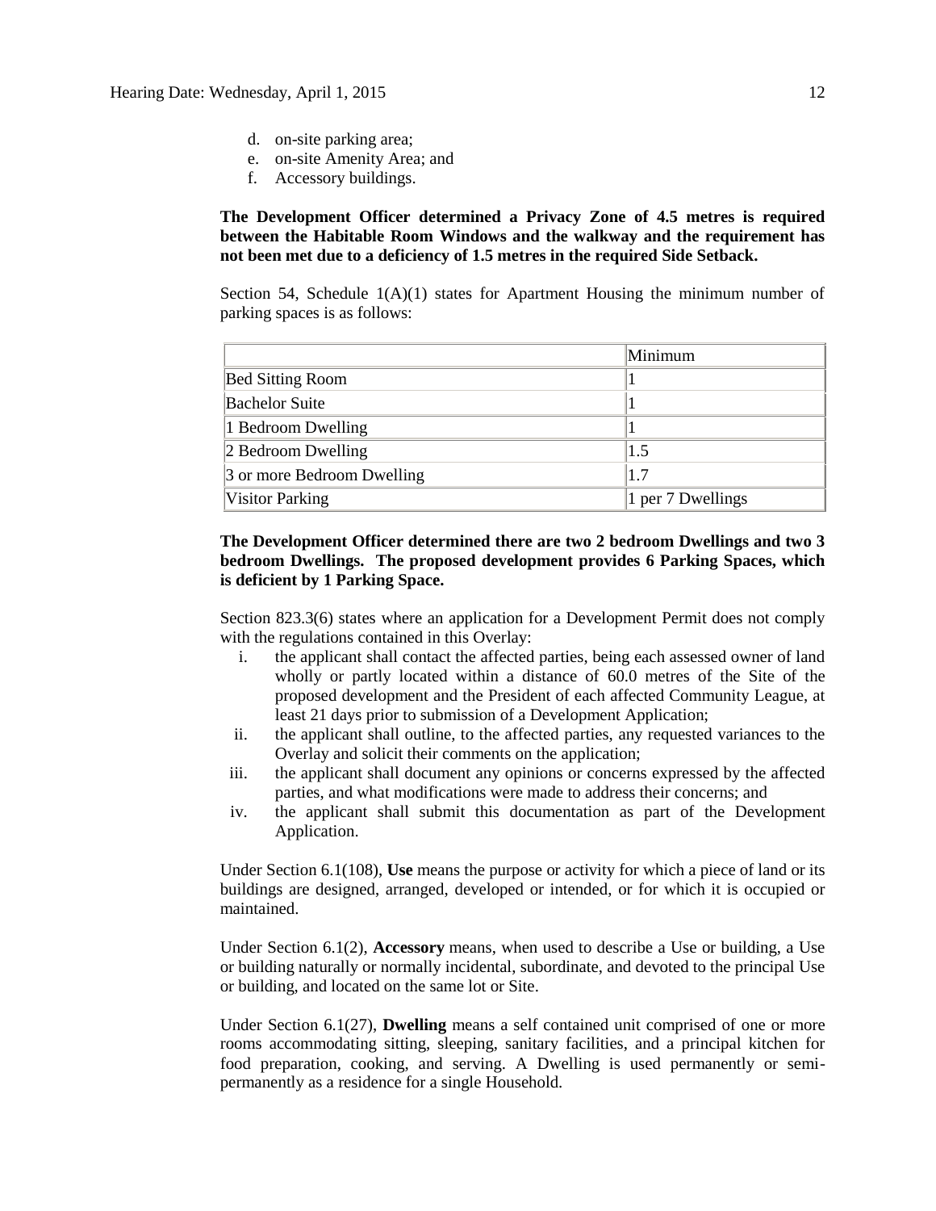d. on-site parking area;
e. on-site Amenity Area; and
f. Accessory buildings.

**The Development Officer determined a Privacy Zone of 4.5 metres is required between the Habitable Room Windows and the walkway and the requirement has not been met due to a deficiency of 1.5 metres in the required Side Setback.**

Section 54, Schedule 1(A)(1) states for Apartment Housing the minimum number of parking spaces is as follows:

| | Minimum |
|---|---|
| Bed Sitting Room | 1 |
| Bachelor Suite | 1 |
| 1 Bedroom Dwelling | 1 |
| 2 Bedroom Dwelling | 1.5 |
| 3 or more Bedroom Dwelling | 1.7 |
| Visitor Parking | 1 per 7 Dwellings |

**The Development Officer determined there are two 2 bedroom Dwellings and two 3 bedroom Dwellings. The proposed development provides 6 Parking Spaces, which is deficient by 1 Parking Space.**

Section 823.3(6) states where an application for a Development Permit does not comply with the regulations contained in this Overlay:

i. the applicant shall contact the affected parties, being each assessed owner of land wholly or partly located within a distance of 60.0 metres of the Site of the proposed development and the President of each affected Community League, at least 21 days prior to submission of a Development Application;
ii. the applicant shall outline, to the affected parties, any requested variances to the Overlay and solicit their comments on the application;
iii. the applicant shall document any opinions or concerns expressed by the affected parties, and what modifications were made to address their concerns; and
iv. the applicant shall submit this documentation as part of the Development Application.

Under Section 6.1(108), **Use** means the purpose or activity for which a piece of land or its buildings are designed, arranged, developed or intended, or for which it is occupied or maintained.

Under Section 6.1(2), **Accessory** means, when used to describe a Use or building, a Use or building naturally or normally incidental, subordinate, and devoted to the principal Use or building, and located on the same lot or Site.

Under Section 6.1(27), **Dwelling** means a self contained unit comprised of one or more rooms accommodating sitting, sleeping, sanitary facilities, and a principal kitchen for food preparation, cooking, and serving. A Dwelling is used permanently or semi-permanently as a residence for a single Household.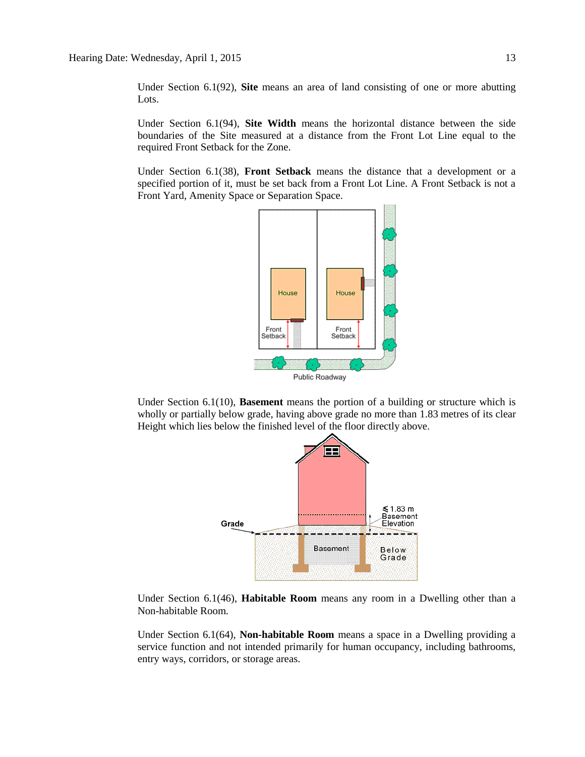Under Section 6.1(92), **Site** means an area of land consisting of one or more abutting Lots.

Under Section 6.1(94), **Site Width** means the horizontal distance between the side boundaries of the Site measured at a distance from the Front Lot Line equal to the required Front Setback for the Zone.

Under Section 6.1(38), **Front Setback** means the distance that a development or a specified portion of it, must be set back from a Front Lot Line. A Front Setback is not a Front Yard, Amenity Space or Separation Space.

Under Section 6.1(10), **Basement** means the portion of a building or structure which is wholly or partially below grade, having above grade no more than 1.83 metres of its clear Height which lies below the finished level of the floor directly above.

Under Section 6.1(46), **Habitable Room** means any room in a Dwelling other than a Non-habitable Room.

Under Section 6.1(64), **Non-habitable Room** means a space in a Dwelling providing a service function and not intended primarily for human occupancy, including bathrooms, entry ways, corridors, or storage areas.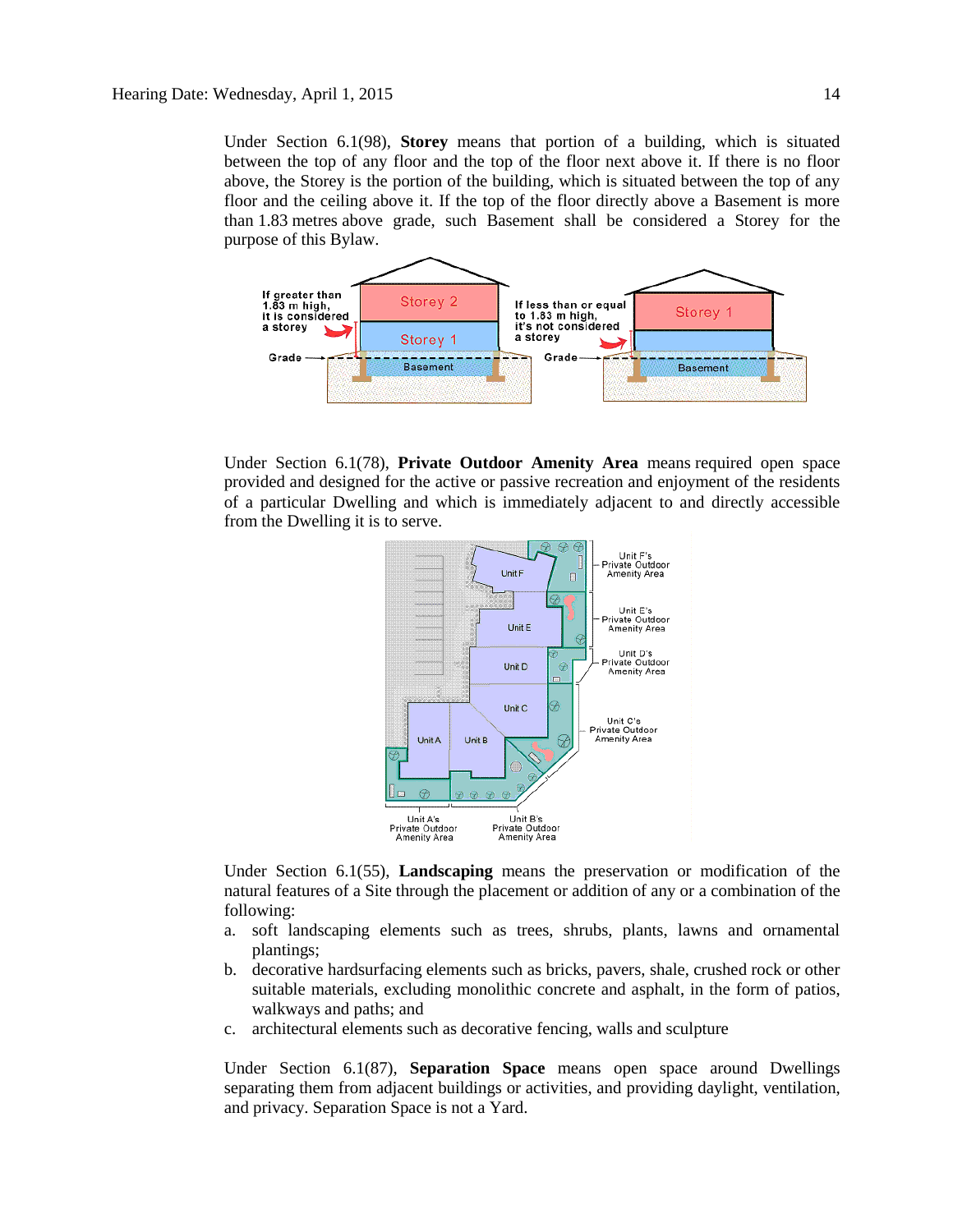Under Section 6.1(98), **Storey** means that portion of a building, which is situated between the top of any floor and the top of the floor next above it. If there is no floor above, the Storey is the portion of the building, which is situated between the top of any floor and the ceiling above it. If the top of the floor directly above a Basement is more than 1.83 metres above grade, such Basement shall be considered a Storey for the purpose of this Bylaw.

If greater than 1.83 m high, it is considered a storey

Storey 2

Storey 1

Grade

Basement

If less than or equal to 1.83 m high, it's not considered a storey

Storey 1

Grade

Basement

Under Section 6.1(78), **Private Outdoor Amenity Area** means required open space provided and designed for the active or passive recreation and enjoyment of the residents of a particular Dwelling and which is immediately adjacent to and directly accessible from the Dwelling it is to serve.

Unit F

Unit E

Unit D

Unit C

Unit A

Unit B

Unit F's Private Outdoor Amenity Area

Unit E's Private Outdoor Amenity Area

Unit D's Private Outdoor Amenity Area

Unit C's Private Outdoor Amenity Area

Unit A's Private Outdoor Amenity Area

Unit B's Private Outdoor Amenity Area

Under Section 6.1(55), **Landscaping** means the preservation or modification of the natural features of a Site through the placement or addition of any or a combination of the following:

a. soft landscaping elements such as trees, shrubs, plants, lawns and ornamental plantings;
b. decorative hardsurfacing elements such as bricks, pavers, shale, crushed rock or other suitable materials, excluding monolithic concrete and asphalt, in the form of patios, walkways and paths; and
c. architectural elements such as decorative fencing, walls and sculpture

Under Section 6.1(87), **Separation Space** means open space around Dwellings separating them from adjacent buildings or activities, and providing daylight, ventilation, and privacy. Separation Space is not a Yard.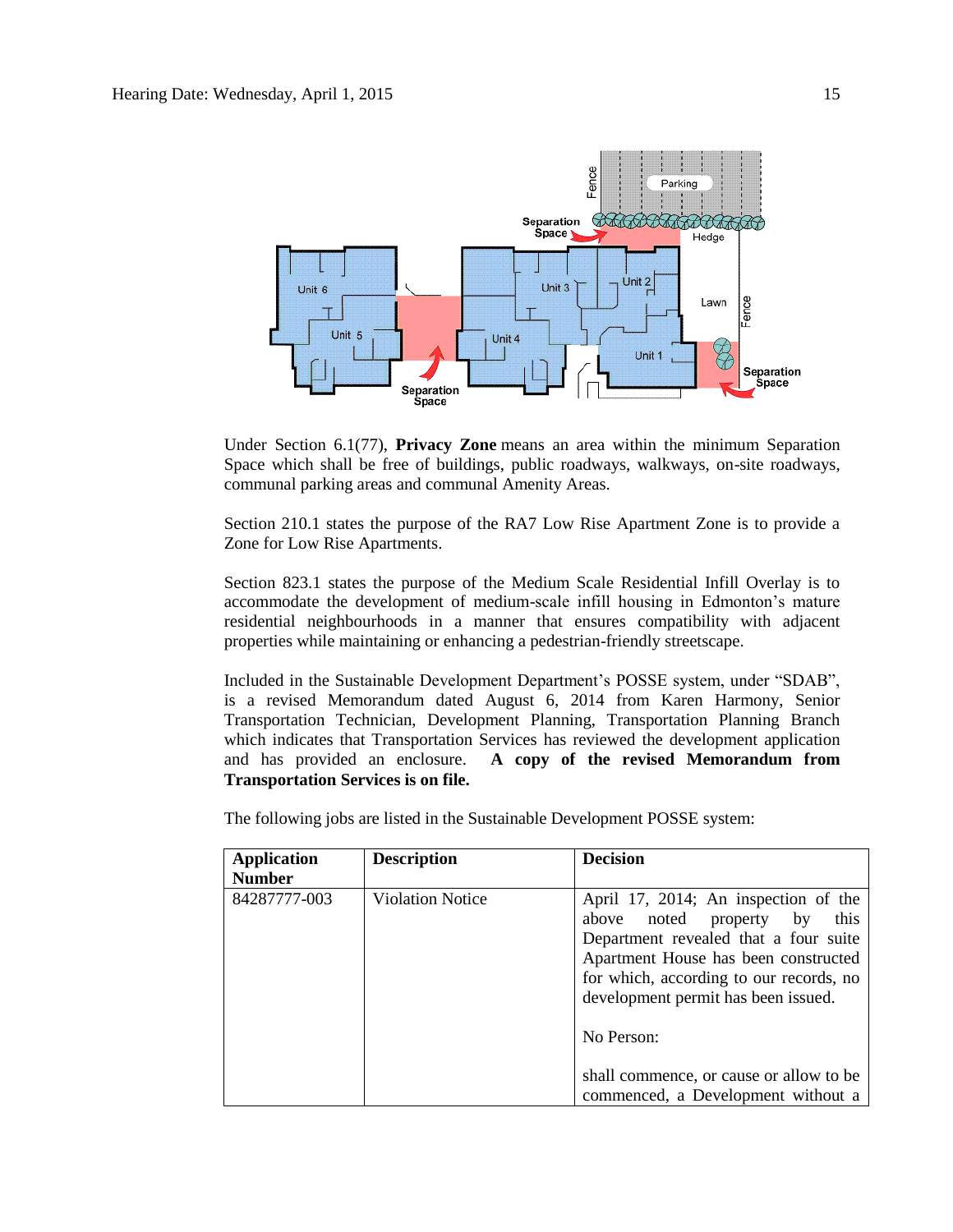Fence

Parking

Separation Space

Hedge

Unit 6

Unit 3

Unit 2

Lawn

Fence

Unit 5

Unit 4

Unit 1

Separation Space

Separation Space

Under Section 6.1(77), **Privacy Zone** means an area within the minimum Separation Space which shall be free of buildings, public roadways, walkways, on-site roadways, communal parking areas and communal Amenity Areas.

Section 210.1 states the purpose of the RA7 Low Rise Apartment Zone is to provide a Zone for Low Rise Apartments.

Section 823.1 states the purpose of the Medium Scale Residential Infill Overlay is to accommodate the development of medium-scale infill housing in Edmonton's mature residential neighbourhoods in a manner that ensures compatibility with adjacent properties while maintaining or enhancing a pedestrian-friendly streetscape.

Included in the Sustainable Development Department's POSSE system, under "SDAB", is a revised Memorandum dated August 6, 2014 from Karen Harmony, Senior Transportation Technician, Development Planning, Transportation Planning Branch which indicates that Transportation Services has reviewed the development application and has provided an enclosure. **A copy of the revised Memorandum from Transportation Services is on file.**

The following jobs are listed in the Sustainable Development POSSE system:

| Application Number | Description | Decision |
|---|---|---|
| 84287777-003 | Violation Notice | April 17, 2014; An inspection of the above noted property by this Department revealed that a four suite Apartment House has been constructed for which, according to our records, no development permit has been issued.<br><br>No Person:<br><br>shall commence, or cause or allow to be commenced, a Development without a |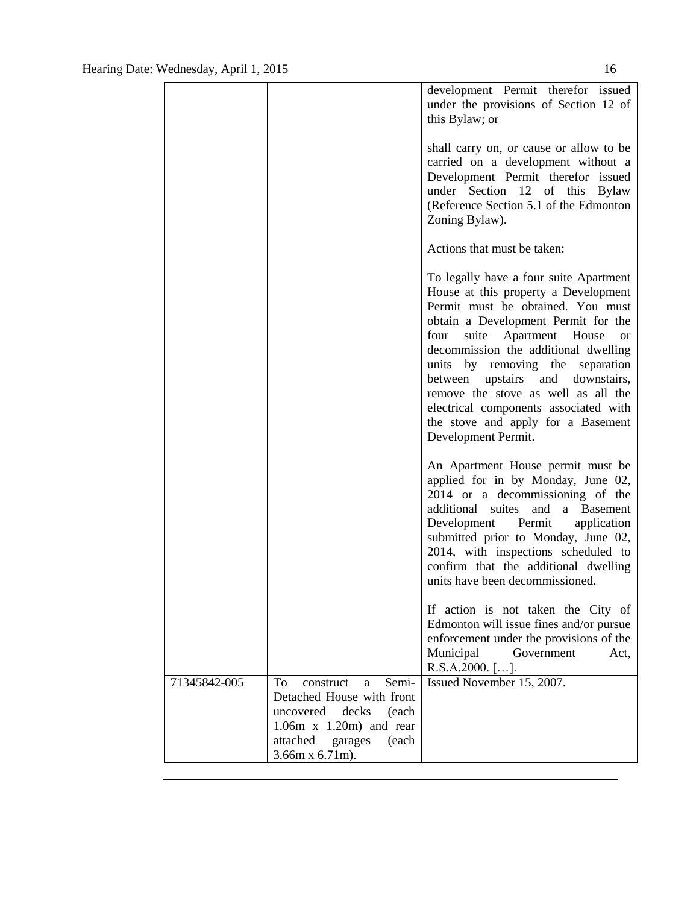| | | |
|---|---|---|
| | | development Permit therefor issued under the provisions of Section 12 of this Bylaw; or<br><br>shall carry on, or cause or allow to be carried on a development without a Development Permit therefor issued under Section 12 of this Bylaw (Reference Section 5.1 of the Edmonton Zoning Bylaw).<br><br>Actions that must be taken:<br><br>To legally have a four suite Apartment House at this property a Development Permit must be obtained. You must obtain a Development Permit for the four suite Apartment House or decommission the additional dwelling units by removing the separation between upstairs and downstairs, remove the stove as well as all the electrical components associated with the stove and apply for a Basement Development Permit.<br><br>An Apartment House permit must be applied for in by Monday, June 02, 2014 or a decommissioning of the additional suites and a Basement Development Permit application submitted prior to Monday, June 02, 2014, with inspections scheduled to confirm that the additional dwelling units have been decommissioned.<br><br>If action is not taken the City of Edmonton will issue fines and/or pursue enforcement under the provisions of the Municipal Government Act, R.S.A.2000. […]. |
| 71345842-005 | To construct a Semi-Detached House with front uncovered decks (each 1.06m x 1.20m) and rear attached garages (each 3.66m x 6.71m). | Issued November 15, 2007. |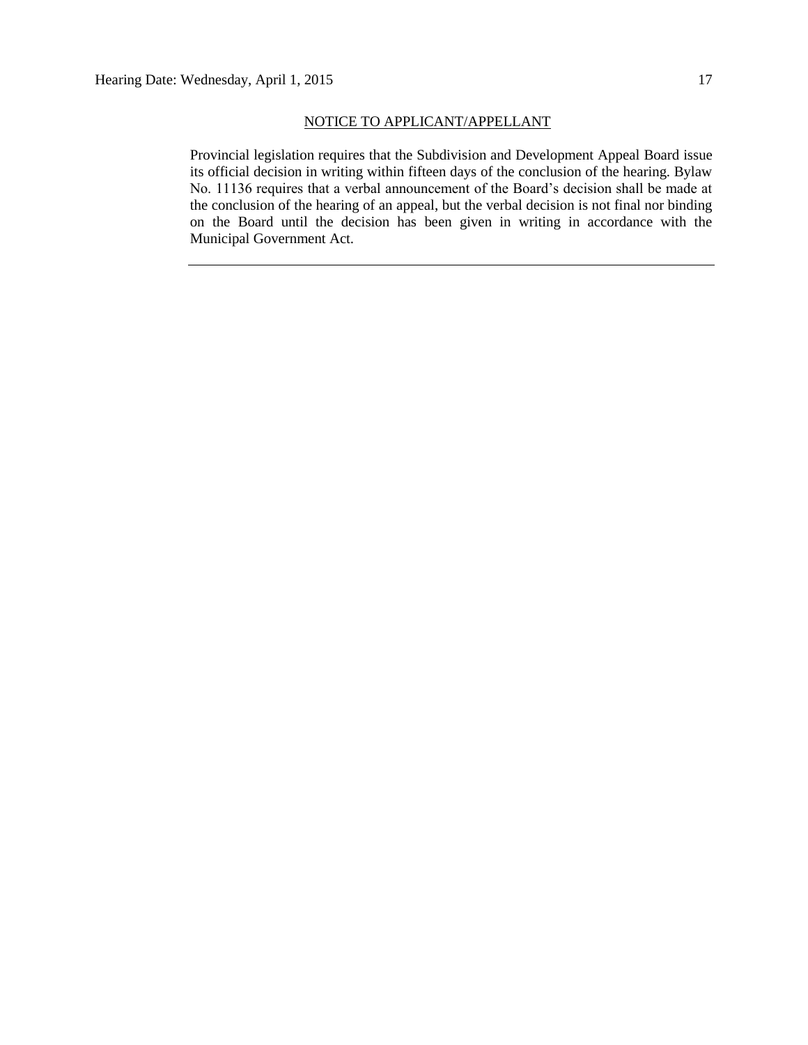<u>NOTICE TO APPLICANT/APPELLANT</u>

Provincial legislation requires that the Subdivision and Development Appeal Board issue its official decision in writing within fifteen days of the conclusion of the hearing. Bylaw No. 11136 requires that a verbal announcement of the Board's decision shall be made at the conclusion of the hearing of an appeal, but the verbal decision is not final nor binding on the Board until the decision has been given in writing in accordance with the Municipal Government Act.

---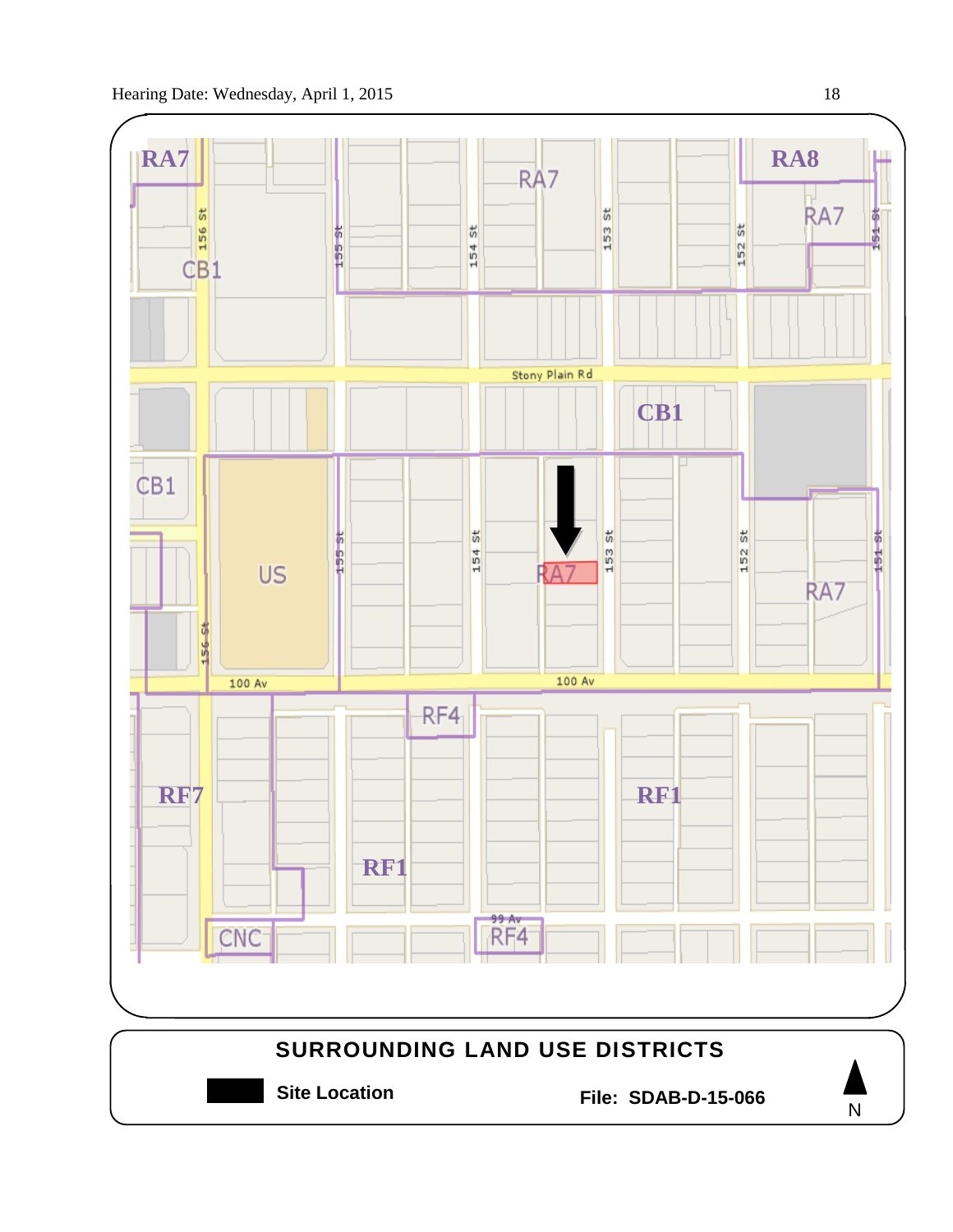Hearing Date: Wednesday, April 1, 2015

RA7

RA8

RA7

RA7

CB1

156 St

155 St

154 St

153 St

152 St

151 St

Stony Plain Rd

CB1

CB1

US

RA7

RA7

100 Av

100 Av

RF4

RF7

RF1

RF1

CNC

99 Av

RF4

**SURROUNDING LAND USE DISTRICTS**

**Site Location**

**File: SDAB-D-15-066**

N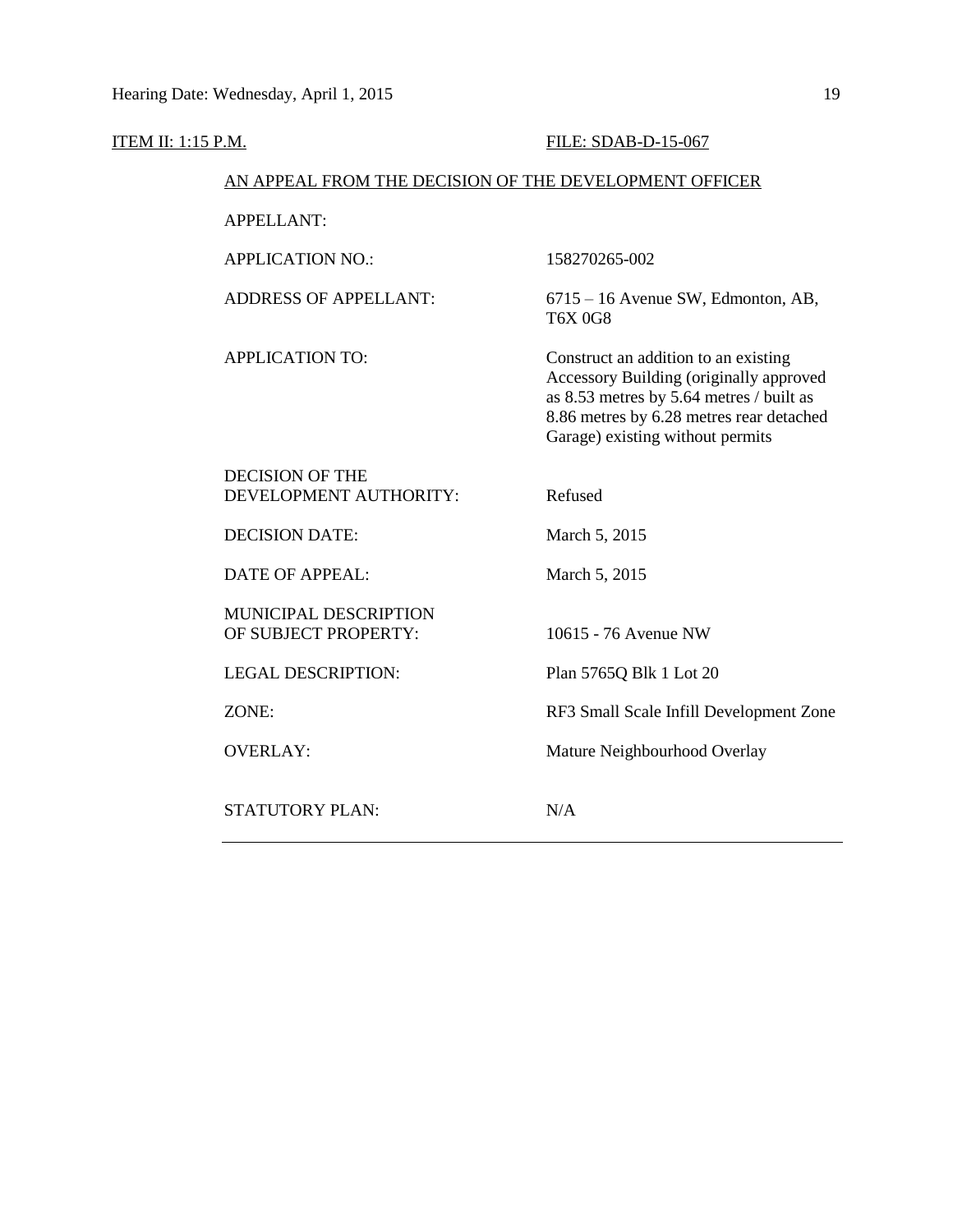ITEM II: 1:15 P.M. FILE: SDAB-D-15-067

AN APPEAL FROM THE DECISION OF THE DEVELOPMENT OFFICER

| | |
|---|---|
| APPELLANT: | |
| APPLICATION NO.: | 158270265-002 |
| ADDRESS OF APPELLANT: | 6715 – 16 Avenue SW, Edmonton, AB, T6X 0G8 |
| APPLICATION TO: | Construct an addition to an existing Accessory Building (originally approved as 8.53 metres by 5.64 metres / built as 8.86 metres by 6.28 metres rear detached Garage) existing without permits |
| DECISION OF THE DEVELOPMENT AUTHORITY: | Refused |
| DECISION DATE: | March 5, 2015 |
| DATE OF APPEAL: | March 5, 2015 |
| MUNICIPAL DESCRIPTION OF SUBJECT PROPERTY: | 10615 - 76 Avenue NW |
| LEGAL DESCRIPTION: | Plan 5765Q Blk 1 Lot 20 |
| ZONE: | RF3 Small Scale Infill Development Zone |
| OVERLAY: | Mature Neighbourhood Overlay |
| STATUTORY PLAN: | N/A |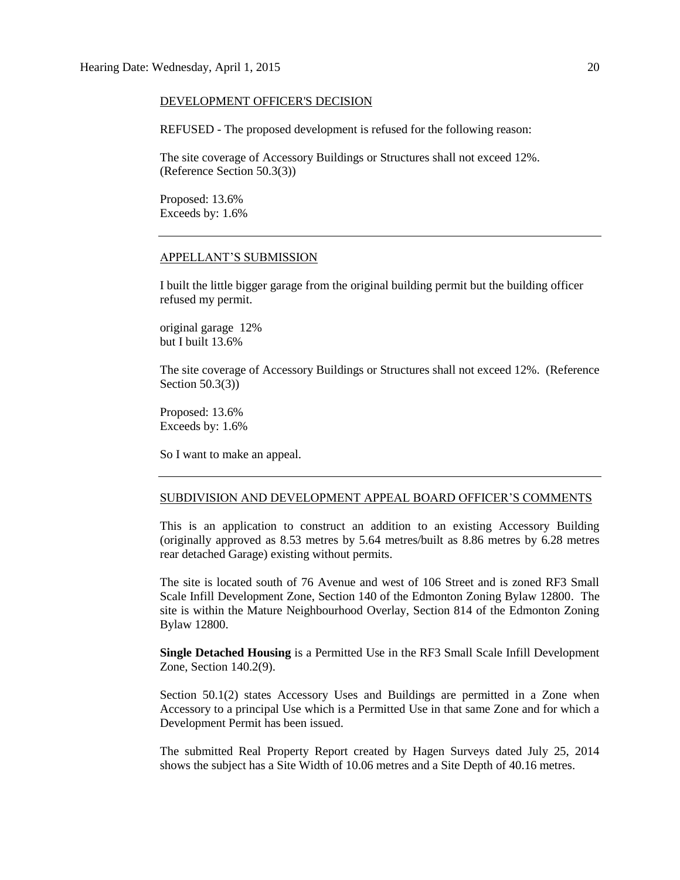DEVELOPMENT OFFICER'S DECISION

REFUSED - The proposed development is refused for the following reason:

The site coverage of Accessory Buildings or Structures shall not exceed 12%. (Reference Section 50.3(3))

Proposed: 13.6%
Exceeds by: 1.6%

---

APPELLANT'S SUBMISSION

I built the little bigger garage from the original building permit but the building officer refused my permit.

original garage 12%
but I built 13.6%

The site coverage of Accessory Buildings or Structures shall not exceed 12%. (Reference Section 50.3(3))

Proposed: 13.6%
Exceeds by: 1.6%

So I want to make an appeal.

---

SUBDIVISION AND DEVELOPMENT APPEAL BOARD OFFICER'S COMMENTS

This is an application to construct an addition to an existing Accessory Building (originally approved as 8.53 metres by 5.64 metres/built as 8.86 metres by 6.28 metres rear detached Garage) existing without permits.

The site is located south of 76 Avenue and west of 106 Street and is zoned RF3 Small Scale Infill Development Zone, Section 140 of the Edmonton Zoning Bylaw 12800. The site is within the Mature Neighbourhood Overlay, Section 814 of the Edmonton Zoning Bylaw 12800.

**Single Detached Housing** is a Permitted Use in the RF3 Small Scale Infill Development Zone, Section 140.2(9).

Section 50.1(2) states Accessory Uses and Buildings are permitted in a Zone when Accessory to a principal Use which is a Permitted Use in that same Zone and for which a Development Permit has been issued.

The submitted Real Property Report created by Hagen Surveys dated July 25, 2014 shows the subject has a Site Width of 10.06 metres and a Site Depth of 40.16 metres.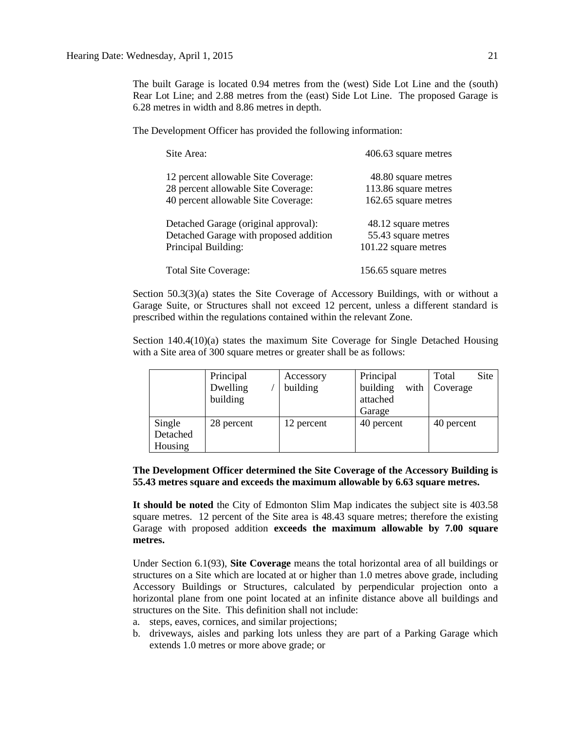The built Garage is located 0.94 metres from the (west) Side Lot Line and the (south) Rear Lot Line; and 2.88 metres from the (east) Side Lot Line. The proposed Garage is 6.28 metres in width and 8.86 metres in depth.

The Development Officer has provided the following information:

| | |
|---|---|
| Site Area: | 406.63 square metres |
| 12 percent allowable Site Coverage: | 48.80 square metres |
| 28 percent allowable Site Coverage: | 113.86 square metres |
| 40 percent allowable Site Coverage: | 162.65 square metres |
| Detached Garage (original approval): | 48.12 square metres |
| Detached Garage with proposed addition | 55.43 square metres |
| Principal Building: | 101.22 square metres |
| Total Site Coverage: | 156.65 square metres |

Section 50.3(3)(a) states the Site Coverage of Accessory Buildings, with or without a Garage Suite, or Structures shall not exceed 12 percent, unless a different standard is prescribed within the regulations contained within the relevant Zone.

Section 140.4(10)(a) states the maximum Site Coverage for Single Detached Housing with a Site area of 300 square metres or greater shall be as follows:

| | Principal Dwelling / building | Accessory building | Principal building with attached Garage | Total Site Coverage |
|---|---|---|---|---|
| Single Detached Housing | 28 percent | 12 percent | 40 percent | 40 percent |

**The Development Officer determined the Site Coverage of the Accessory Building is 55.43 metres square and exceeds the maximum allowable by 6.63 square metres.**

**It should be noted** the City of Edmonton Slim Map indicates the subject site is 403.58 square metres. 12 percent of the Site area is 48.43 square metres; therefore the existing Garage with proposed addition **exceeds the maximum allowable by 7.00 square metres.**

Under Section 6.1(93), **Site Coverage** means the total horizontal area of all buildings or structures on a Site which are located at or higher than 1.0 metres above grade, including Accessory Buildings or Structures, calculated by perpendicular projection onto a horizontal plane from one point located at an infinite distance above all buildings and structures on the Site. This definition shall not include:

a. steps, eaves, cornices, and similar projections;
b. driveways, aisles and parking lots unless they are part of a Parking Garage which extends 1.0 metres or more above grade; or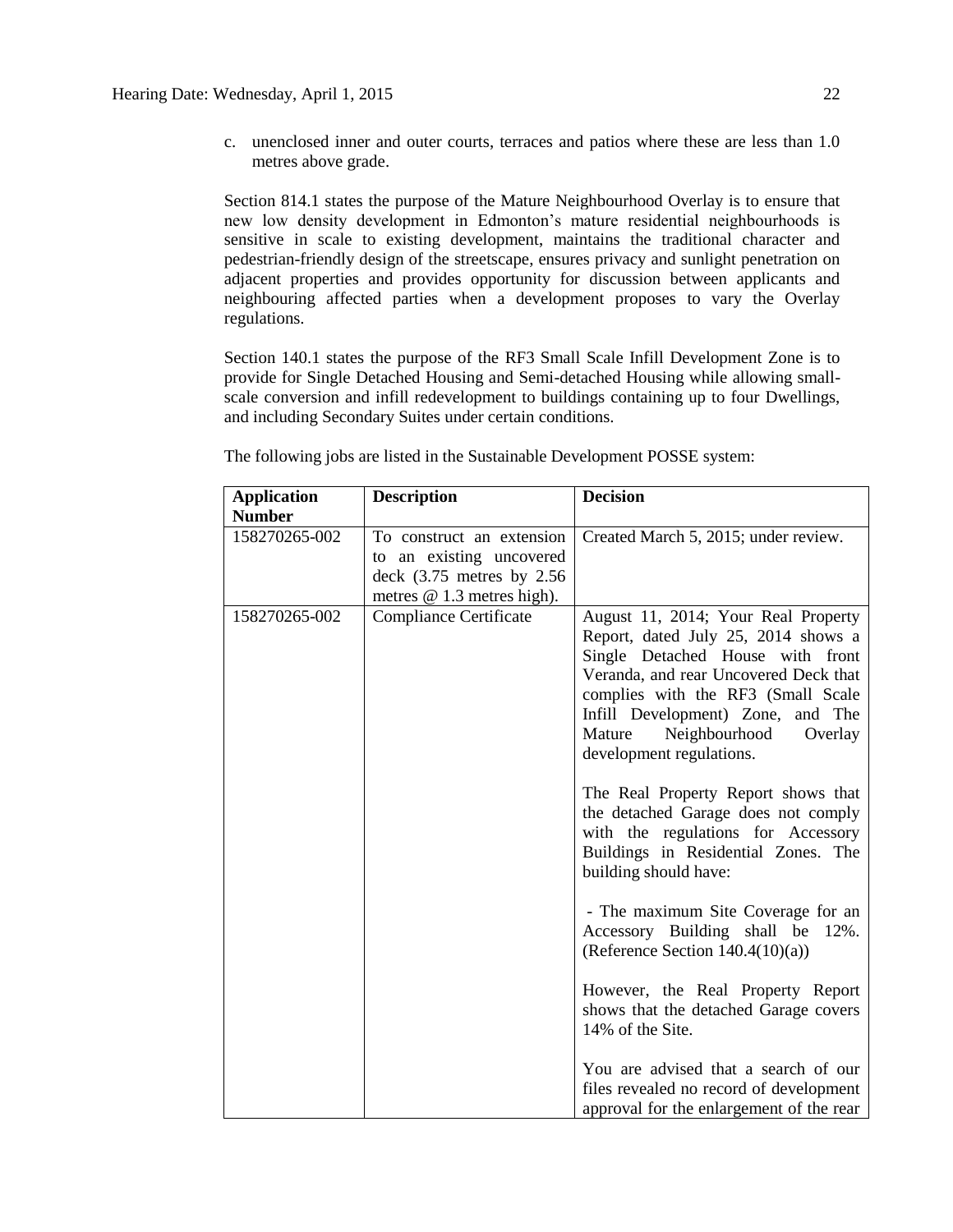c. unenclosed inner and outer courts, terraces and patios where these are less than 1.0 metres above grade.

Section 814.1 states the purpose of the Mature Neighbourhood Overlay is to ensure that new low density development in Edmonton's mature residential neighbourhoods is sensitive in scale to existing development, maintains the traditional character and pedestrian-friendly design of the streetscape, ensures privacy and sunlight penetration on adjacent properties and provides opportunity for discussion between applicants and neighbouring affected parties when a development proposes to vary the Overlay regulations.

Section 140.1 states the purpose of the RF3 Small Scale Infill Development Zone is to provide for Single Detached Housing and Semi-detached Housing while allowing small-scale conversion and infill redevelopment to buildings containing up to four Dwellings, and including Secondary Suites under certain conditions.

The following jobs are listed in the Sustainable Development POSSE system:

| Application Number | Description | Decision |
|---|---|---|
| 158270265-002 | To construct an extension to an existing uncovered deck (3.75 metres by 2.56 metres @ 1.3 metres high). | Created March 5, 2015; under review. |
| 158270265-002 | Compliance Certificate | August 11, 2014; Your Real Property Report, dated July 25, 2014 shows a Single Detached House with front Veranda, and rear Uncovered Deck that complies with the RF3 (Small Scale Infill Development) Zone, and The Mature Neighbourhood Overlay development regulations.<br><br>The Real Property Report shows that the detached Garage does not comply with the regulations for Accessory Buildings in Residential Zones. The building should have:<br><br>- The maximum Site Coverage for an Accessory Building shall be 12%. (Reference Section 140.4(10)(a))<br><br>However, the Real Property Report shows that the detached Garage covers 14% of the Site.<br><br>You are advised that a search of our files revealed no record of development approval for the enlargement of the rear |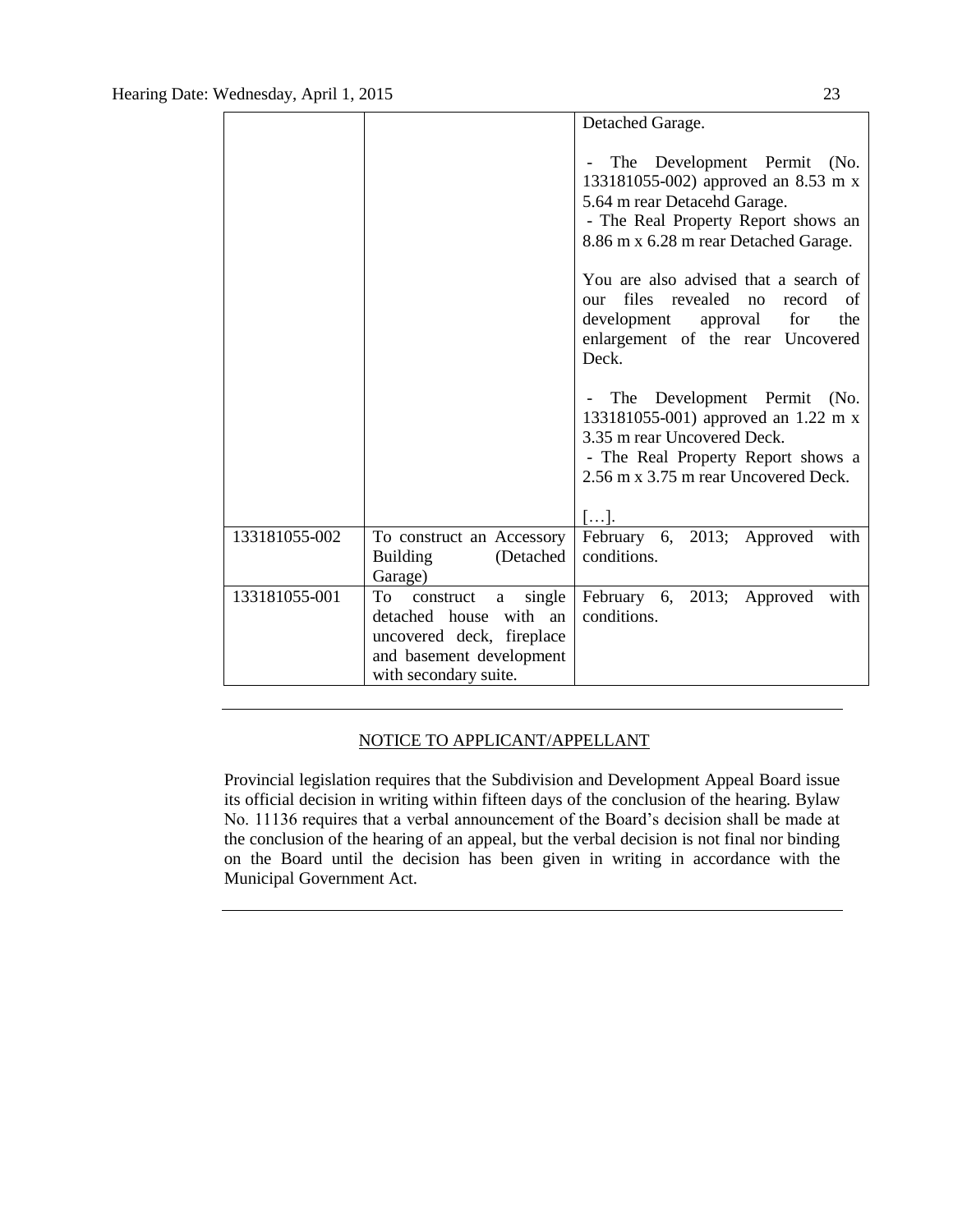| | | |
|---|---|---|
| | | Detached Garage.<br><br>- The Development Permit (No. 133181055-002) approved an 8.53 m x 5.64 m rear Detacehd Garage.<br>- The Real Property Report shows an 8.86 m x 6.28 m rear Detached Garage.<br><br>You are also advised that a search of our files revealed no record of development approval for the enlargement of the rear Uncovered Deck.<br><br>- The Development Permit (No. 133181055-001) approved an 1.22 m x 3.35 m rear Uncovered Deck.<br>- The Real Property Report shows a 2.56 m x 3.75 m rear Uncovered Deck.<br><br>[…]. |
| 133181055-002 | To construct an Accessory Building (Detached Garage) | February 6, 2013; Approved with conditions. |
| 133181055-001 | To construct a single detached house with an uncovered deck, fireplace and basement development with secondary suite. | February 6, 2013; Approved with conditions. |

---

NOTICE TO APPLICANT/APPELLANT

Provincial legislation requires that the Subdivision and Development Appeal Board issue its official decision in writing within fifteen days of the conclusion of the hearing. Bylaw No. 11136 requires that a verbal announcement of the Board's decision shall be made at the conclusion of the hearing of an appeal, but the verbal decision is not final nor binding on the Board until the decision has been given in writing in accordance with the Municipal Government Act.

---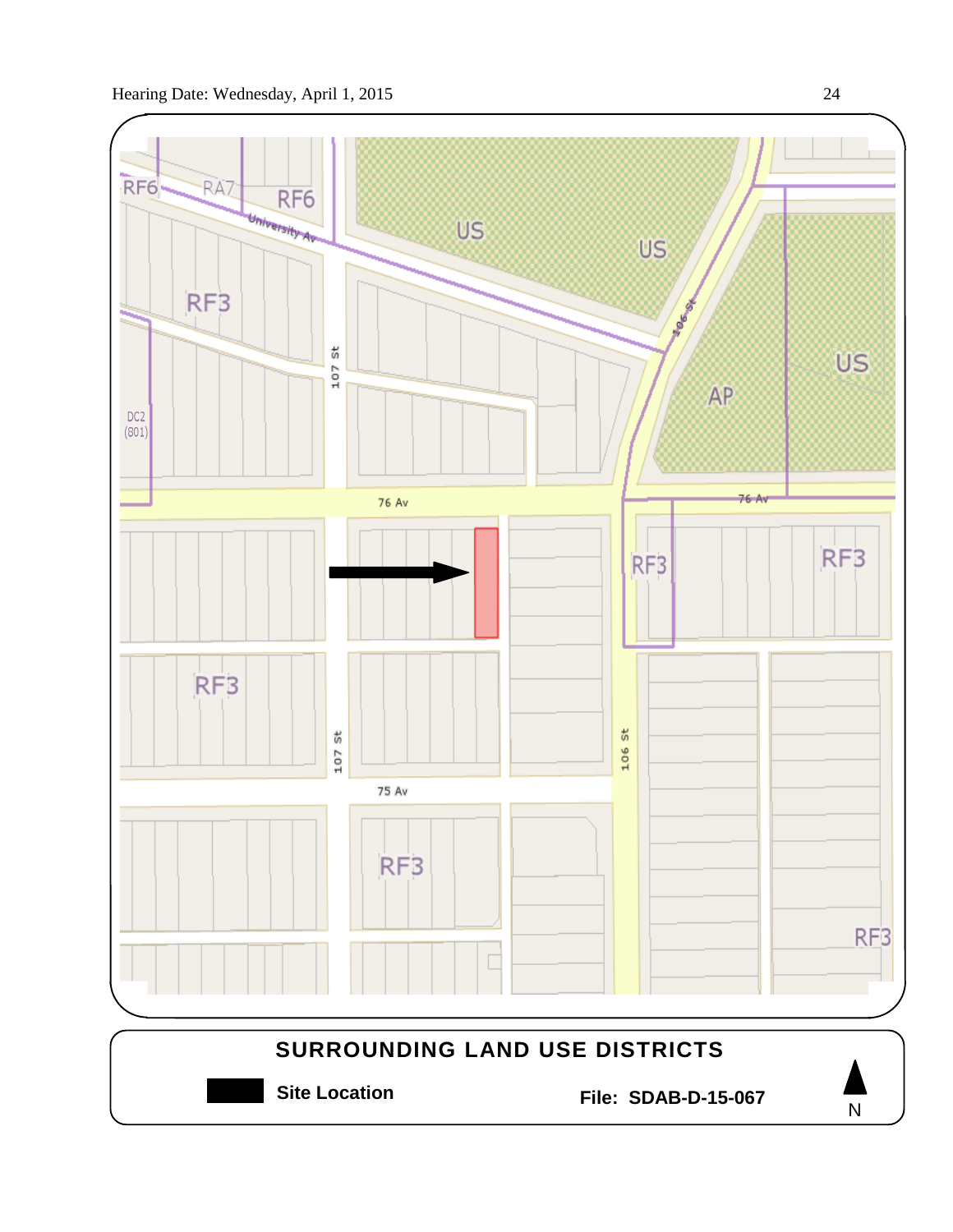Hearing Date: Wednesday, April 1, 2015

RF6
RA7
RF6
University Av
US
US
RF3
106 St
107 St
AP
US
DC2
(801)
76 Av
76 Av
RF3
RF3
RF3
107 St
106 St
75 Av
RF3
RF3

**SURROUNDING LAND USE DISTRICTS**

**Site Location**

**File: SDAB-D-15-067**

N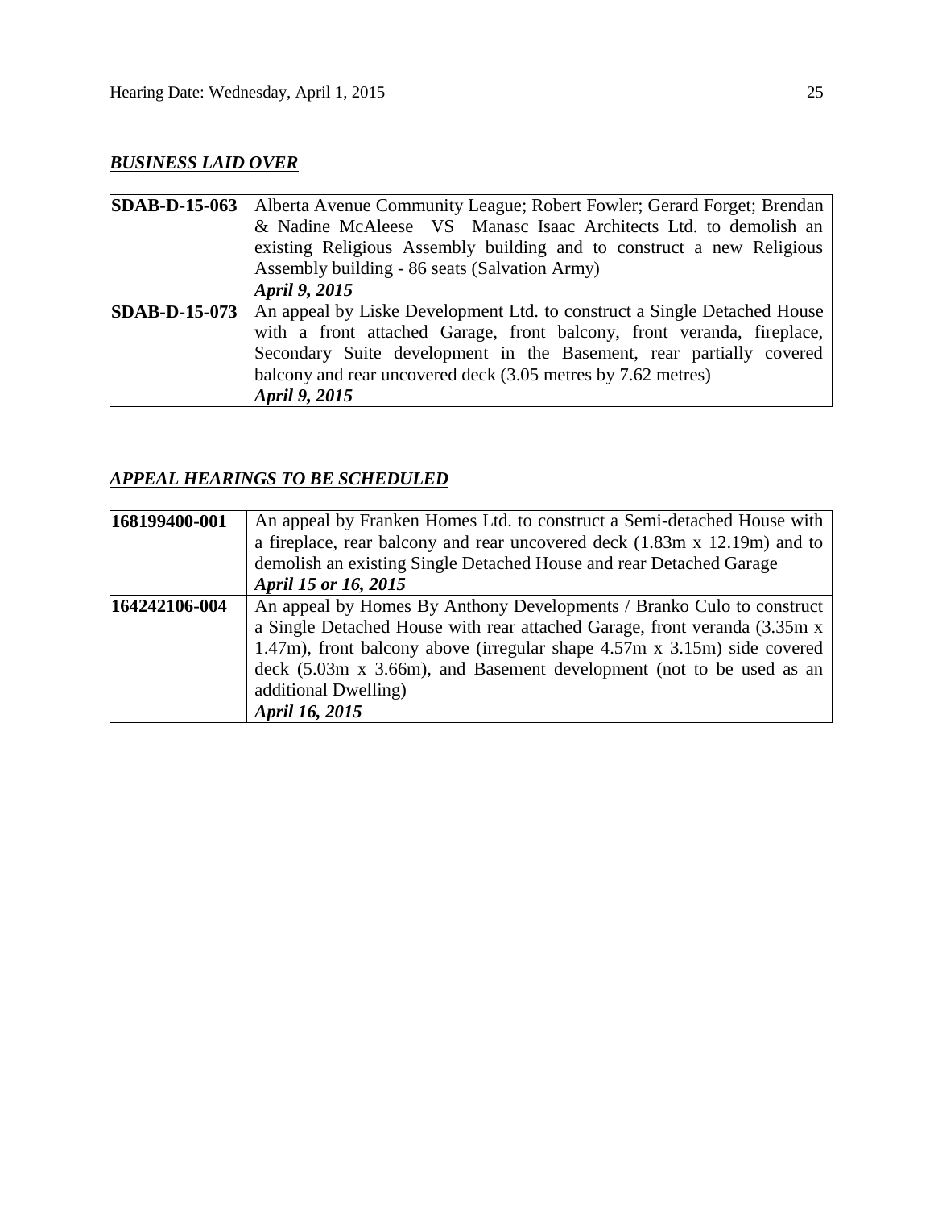## ***BUSINESS LAID OVER***

| | |
|---|---|
| **SDAB-D-15-063** | Alberta Avenue Community League; Robert Fowler; Gerard Forget; Brendan & Nadine McAleese VS Manasc Isaac Architects Ltd. to demolish an existing Religious Assembly building and to construct a new Religious Assembly building - 86 seats (Salvation Army)<br>***April 9, 2015*** |
| **SDAB-D-15-073** | An appeal by Liske Development Ltd. to construct a Single Detached House with a front attached Garage, front balcony, front veranda, fireplace, Secondary Suite development in the Basement, rear partially covered balcony and rear uncovered deck (3.05 metres by 7.62 metres)<br>***April 9, 2015*** |

## ***APPEAL HEARINGS TO BE SCHEDULED***

| | |
|---|---|
| **168199400-001** | An appeal by Franken Homes Ltd. to construct a Semi-detached House with a fireplace, rear balcony and rear uncovered deck (1.83m x 12.19m) and to demolish an existing Single Detached House and rear Detached Garage<br>***April 15 or 16, 2015*** |
| **164242106-004** | An appeal by Homes By Anthony Developments / Branko Culo to construct a Single Detached House with rear attached Garage, front veranda (3.35m x 1.47m), front balcony above (irregular shape 4.57m x 3.15m) side covered deck (5.03m x 3.66m), and Basement development (not to be used as an additional Dwelling)<br>***April 16, 2015*** |